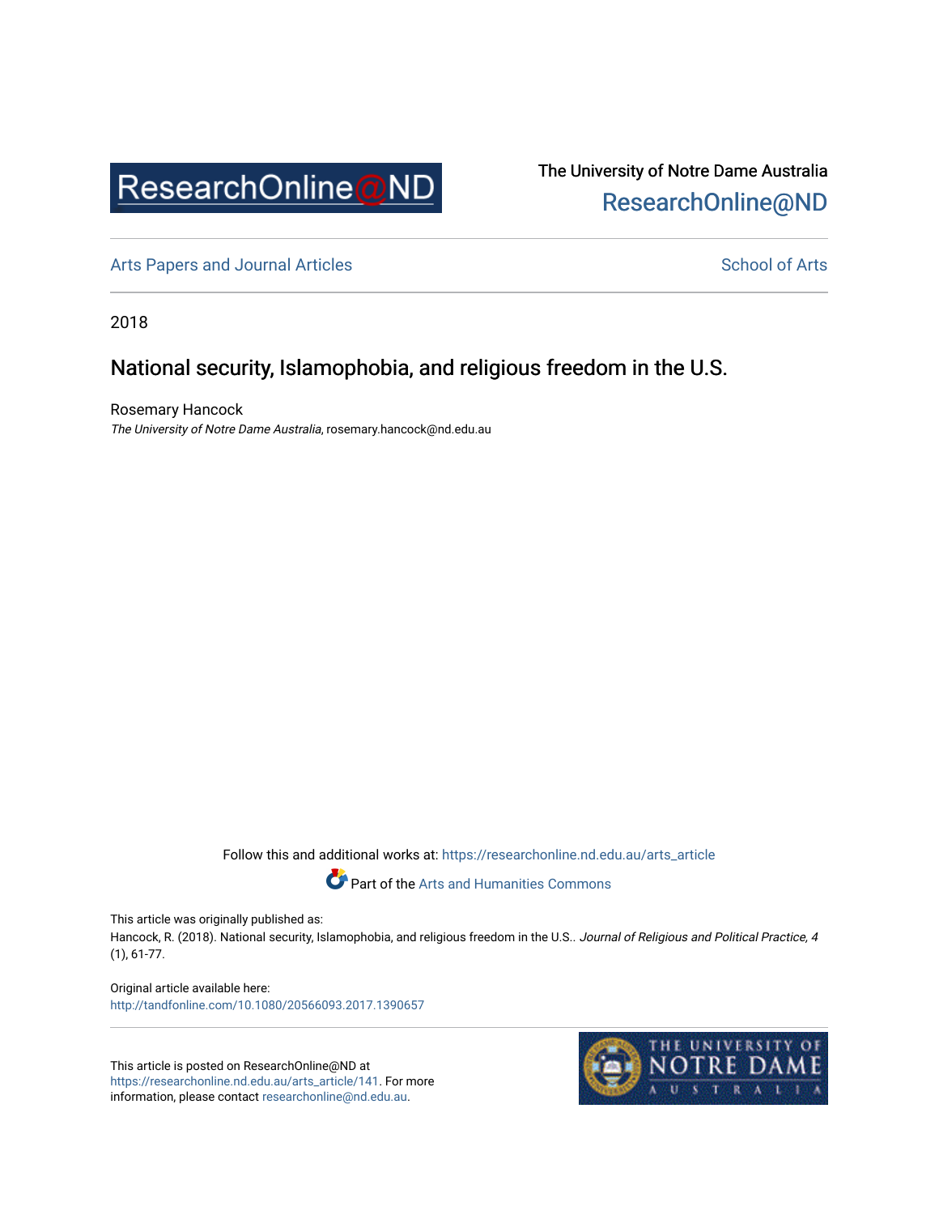The University of Notre Dame Australia
ResearchOnline@ND

Arts Papers and Journal Articles | School of Arts

2018

# National security, Islamophobia, and religious freedom in the U.S.

Rosemary Hancock
*The University of Notre Dame Australia*, rosemary.hancock@nd.edu.au

Follow this and additional works at: https://researchonline.nd.edu.au/arts_article

Part of the Arts and Humanities Commons

This article was originally published as:
Hancock, R. (2018). National security, Islamophobia, and religious freedom in the U.S.. *Journal of Religious and Political Practice, 4* (1), 61-77.

Original article available here:
http://tandfonline.com/10.1080/20566093.2017.1390657

This article is posted on ResearchOnline@ND at https://researchonline.nd.edu.au/arts_article/141. For more information, please contact researchonline@nd.edu.au.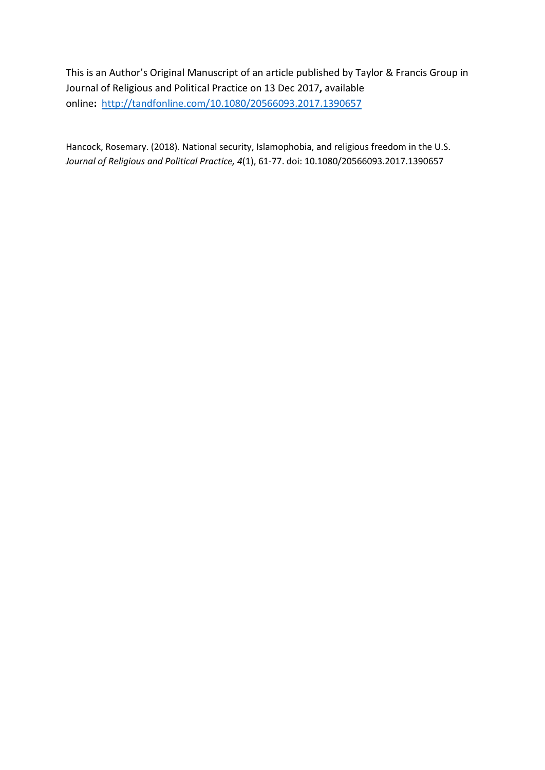This is an Author's Original Manuscript of an article published by Taylor & Francis Group in Journal of Religious and Political Practice on 13 Dec 2017**,** available online**:** [http://tandfonline.com/10.1080/20566093.2017.1390657](http://tandfonline.com/10.1080/20566093.2017.1390657)

Hancock, Rosemary. (2018). National security, Islamophobia, and religious freedom in the U.S. *Journal of Religious and Political Practice, 4*(1), 61-77. doi: 10.1080/20566093.2017.1390657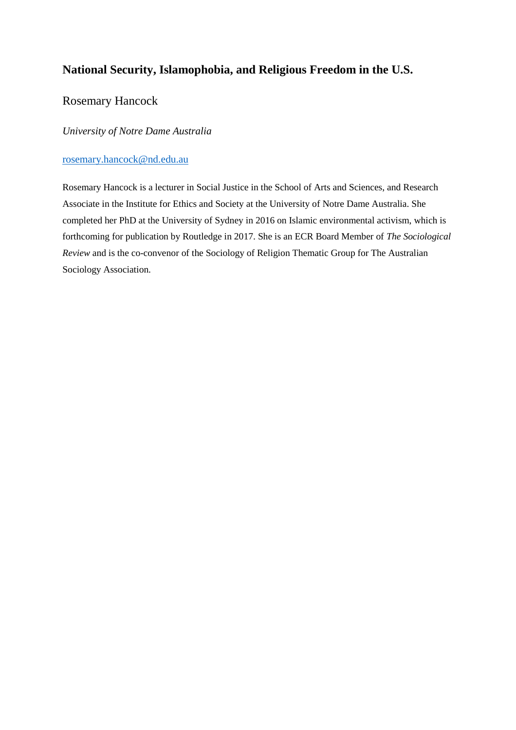# National Security, Islamophobia, and Religious Freedom in the U.S.

Rosemary Hancock

*University of Notre Dame Australia*

rosemary.hancock@nd.edu.au

Rosemary Hancock is a lecturer in Social Justice in the School of Arts and Sciences, and Research Associate in the Institute for Ethics and Society at the University of Notre Dame Australia. She completed her PhD at the University of Sydney in 2016 on Islamic environmental activism, which is forthcoming for publication by Routledge in 2017. She is an ECR Board Member of *The Sociological Review* and is the co-convenor of the Sociology of Religion Thematic Group for The Australian Sociology Association.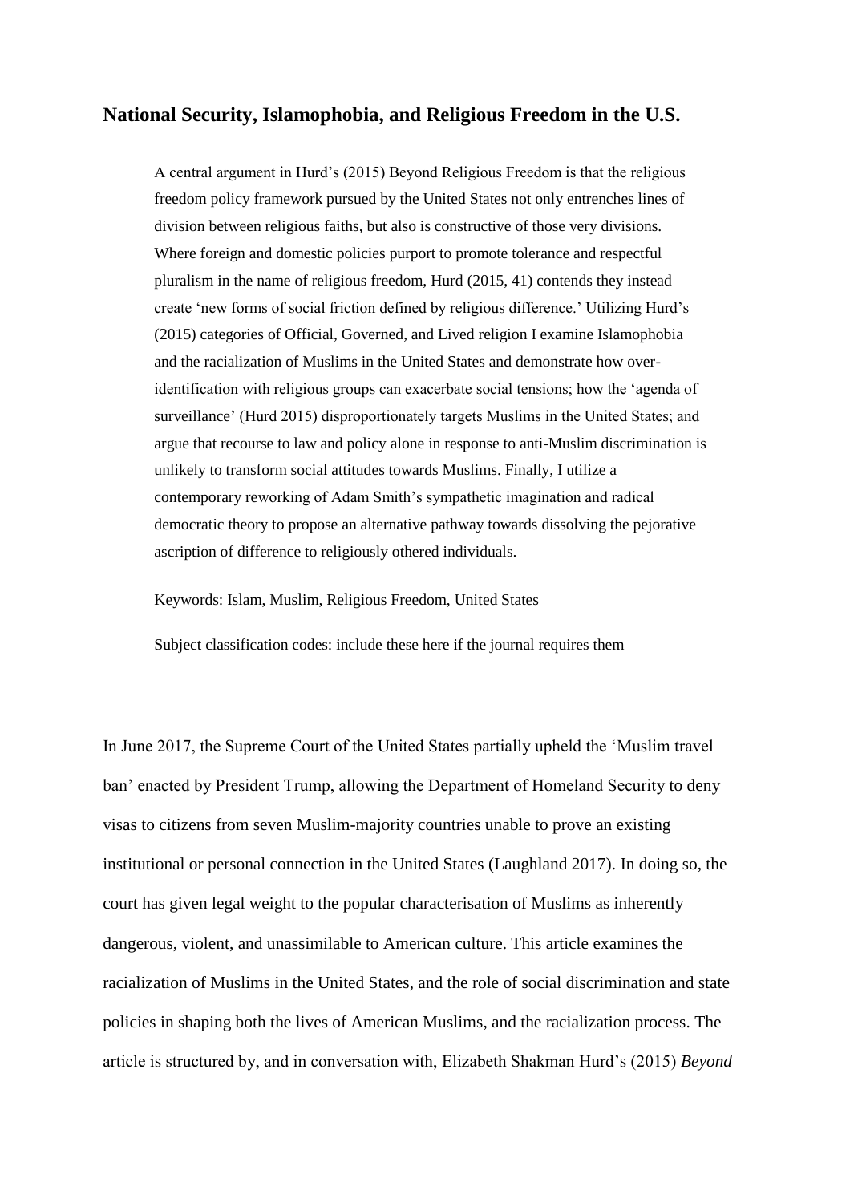## National Security, Islamophobia, and Religious Freedom in the U.S.

A central argument in Hurd's (2015) Beyond Religious Freedom is that the religious freedom policy framework pursued by the United States not only entrenches lines of division between religious faiths, but also is constructive of those very divisions. Where foreign and domestic policies purport to promote tolerance and respectful pluralism in the name of religious freedom, Hurd (2015, 41) contends they instead create 'new forms of social friction defined by religious difference.' Utilizing Hurd's (2015) categories of Official, Governed, and Lived religion I examine Islamophobia and the racialization of Muslims in the United States and demonstrate how over-identification with religious groups can exacerbate social tensions; how the 'agenda of surveillance' (Hurd 2015) disproportionately targets Muslims in the United States; and argue that recourse to law and policy alone in response to anti-Muslim discrimination is unlikely to transform social attitudes towards Muslims. Finally, I utilize a contemporary reworking of Adam Smith's sympathetic imagination and radical democratic theory to propose an alternative pathway towards dissolving the pejorative ascription of difference to religiously othered individuals.

Keywords: Islam, Muslim, Religious Freedom, United States

Subject classification codes: include these here if the journal requires them

In June 2017, the Supreme Court of the United States partially upheld the 'Muslim travel ban' enacted by President Trump, allowing the Department of Homeland Security to deny visas to citizens from seven Muslim-majority countries unable to prove an existing institutional or personal connection in the United States (Laughland 2017). In doing so, the court has given legal weight to the popular characterisation of Muslims as inherently dangerous, violent, and unassimilable to American culture. This article examines the racialization of Muslims in the United States, and the role of social discrimination and state policies in shaping both the lives of American Muslims, and the racialization process. The article is structured by, and in conversation with, Elizabeth Shakman Hurd's (2015) *Beyond*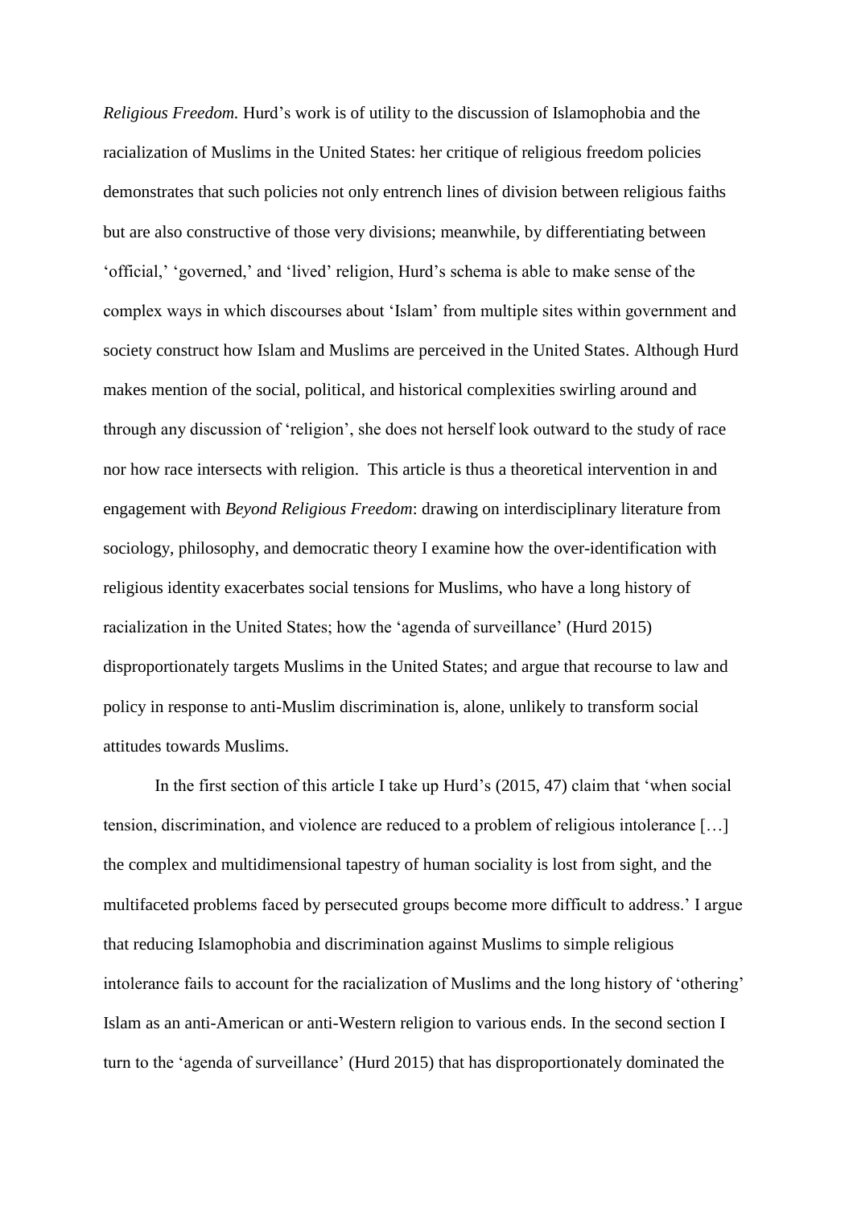*Religious Freedom.* Hurd's work is of utility to the discussion of Islamophobia and the racialization of Muslims in the United States: her critique of religious freedom policies demonstrates that such policies not only entrench lines of division between religious faiths but are also constructive of those very divisions; meanwhile, by differentiating between 'official,' 'governed,' and 'lived' religion, Hurd's schema is able to make sense of the complex ways in which discourses about 'Islam' from multiple sites within government and society construct how Islam and Muslims are perceived in the United States. Although Hurd makes mention of the social, political, and historical complexities swirling around and through any discussion of 'religion', she does not herself look outward to the study of race nor how race intersects with religion. This article is thus a theoretical intervention in and engagement with *Beyond Religious Freedom*: drawing on interdisciplinary literature from sociology, philosophy, and democratic theory I examine how the over-identification with religious identity exacerbates social tensions for Muslims, who have a long history of racialization in the United States; how the 'agenda of surveillance' (Hurd 2015) disproportionately targets Muslims in the United States; and argue that recourse to law and policy in response to anti-Muslim discrimination is, alone, unlikely to transform social attitudes towards Muslims.

In the first section of this article I take up Hurd's (2015, 47) claim that 'when social tension, discrimination, and violence are reduced to a problem of religious intolerance […] the complex and multidimensional tapestry of human sociality is lost from sight, and the multifaceted problems faced by persecuted groups become more difficult to address.' I argue that reducing Islamophobia and discrimination against Muslims to simple religious intolerance fails to account for the racialization of Muslims and the long history of 'othering' Islam as an anti-American or anti-Western religion to various ends. In the second section I turn to the 'agenda of surveillance' (Hurd 2015) that has disproportionately dominated the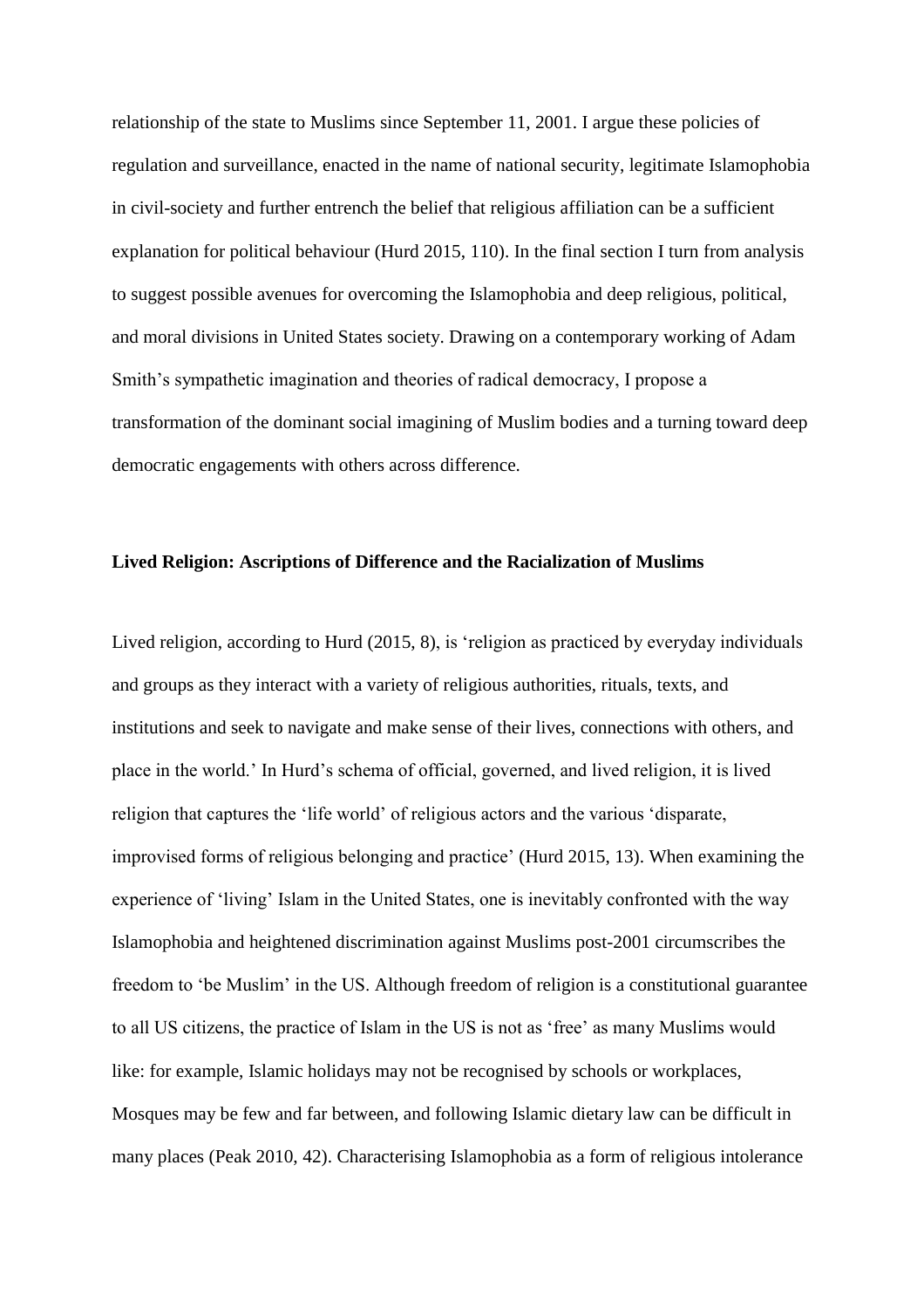relationship of the state to Muslims since September 11, 2001. I argue these policies of regulation and surveillance, enacted in the name of national security, legitimate Islamophobia in civil-society and further entrench the belief that religious affiliation can be a sufficient explanation for political behaviour (Hurd 2015, 110). In the final section I turn from analysis to suggest possible avenues for overcoming the Islamophobia and deep religious, political, and moral divisions in United States society. Drawing on a contemporary working of Adam Smith's sympathetic imagination and theories of radical democracy, I propose a transformation of the dominant social imagining of Muslim bodies and a turning toward deep democratic engagements with others across difference.

**Lived Religion: Ascriptions of Difference and the Racialization of Muslims**

Lived religion, according to Hurd (2015, 8), is 'religion as practiced by everyday individuals and groups as they interact with a variety of religious authorities, rituals, texts, and institutions and seek to navigate and make sense of their lives, connections with others, and place in the world.' In Hurd's schema of official, governed, and lived religion, it is lived religion that captures the 'life world' of religious actors and the various 'disparate, improvised forms of religious belonging and practice' (Hurd 2015, 13). When examining the experience of 'living' Islam in the United States, one is inevitably confronted with the way Islamophobia and heightened discrimination against Muslims post-2001 circumscribes the freedom to 'be Muslim' in the US. Although freedom of religion is a constitutional guarantee to all US citizens, the practice of Islam in the US is not as 'free' as many Muslims would like: for example, Islamic holidays may not be recognised by schools or workplaces, Mosques may be few and far between, and following Islamic dietary law can be difficult in many places (Peak 2010, 42). Characterising Islamophobia as a form of religious intolerance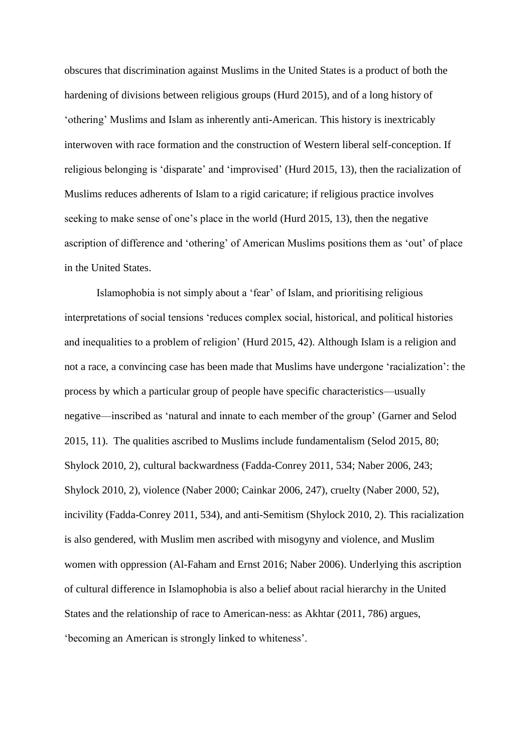obscures that discrimination against Muslims in the United States is a product of both the hardening of divisions between religious groups (Hurd 2015), and of a long history of 'othering' Muslims and Islam as inherently anti-American. This history is inextricably interwoven with race formation and the construction of Western liberal self-conception. If religious belonging is 'disparate' and 'improvised' (Hurd 2015, 13), then the racialization of Muslims reduces adherents of Islam to a rigid caricature; if religious practice involves seeking to make sense of one's place in the world (Hurd 2015, 13), then the negative ascription of difference and 'othering' of American Muslims positions them as 'out' of place in the United States.

Islamophobia is not simply about a 'fear' of Islam, and prioritising religious interpretations of social tensions 'reduces complex social, historical, and political histories and inequalities to a problem of religion' (Hurd 2015, 42). Although Islam is a religion and not a race, a convincing case has been made that Muslims have undergone 'racialization': the process by which a particular group of people have specific characteristics—usually negative—inscribed as 'natural and innate to each member of the group' (Garner and Selod 2015, 11). The qualities ascribed to Muslims include fundamentalism (Selod 2015, 80; Shylock 2010, 2), cultural backwardness (Fadda-Conrey 2011, 534; Naber 2006, 243; Shylock 2010, 2), violence (Naber 2000; Cainkar 2006, 247), cruelty (Naber 2000, 52), incivility (Fadda-Conrey 2011, 534), and anti-Semitism (Shylock 2010, 2). This racialization is also gendered, with Muslim men ascribed with misogyny and violence, and Muslim women with oppression (Al-Faham and Ernst 2016; Naber 2006). Underlying this ascription of cultural difference in Islamophobia is also a belief about racial hierarchy in the United States and the relationship of race to American-ness: as Akhtar (2011, 786) argues, 'becoming an American is strongly linked to whiteness'.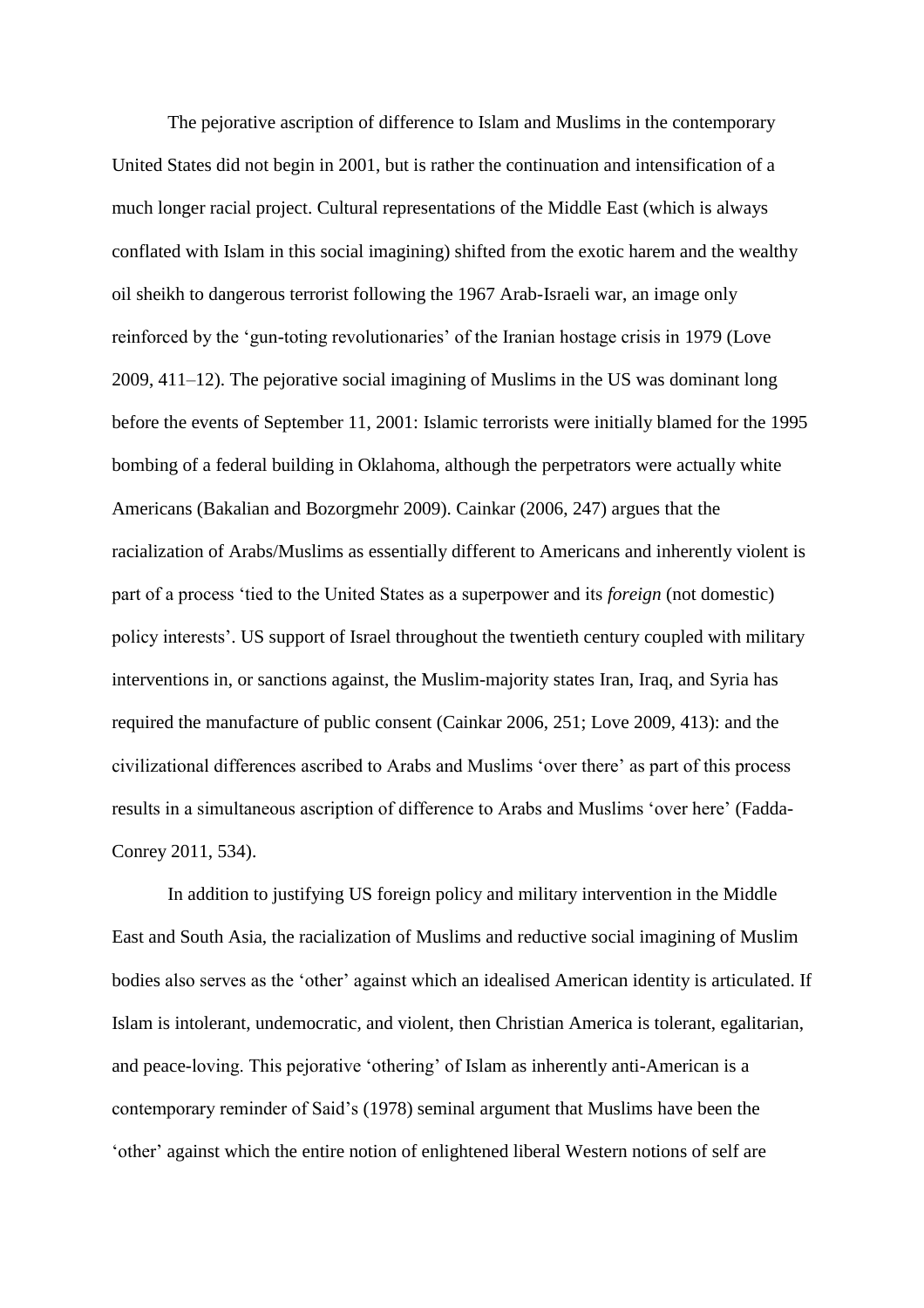The pejorative ascription of difference to Islam and Muslims in the contemporary United States did not begin in 2001, but is rather the continuation and intensification of a much longer racial project. Cultural representations of the Middle East (which is always conflated with Islam in this social imagining) shifted from the exotic harem and the wealthy oil sheikh to dangerous terrorist following the 1967 Arab-Israeli war, an image only reinforced by the 'gun-toting revolutionaries' of the Iranian hostage crisis in 1979 (Love 2009, 411–12). The pejorative social imagining of Muslims in the US was dominant long before the events of September 11, 2001: Islamic terrorists were initially blamed for the 1995 bombing of a federal building in Oklahoma, although the perpetrators were actually white Americans (Bakalian and Bozorgmehr 2009). Cainkar (2006, 247) argues that the racialization of Arabs/Muslims as essentially different to Americans and inherently violent is part of a process 'tied to the United States as a superpower and its *foreign* (not domestic) policy interests'. US support of Israel throughout the twentieth century coupled with military interventions in, or sanctions against, the Muslim-majority states Iran, Iraq, and Syria has required the manufacture of public consent (Cainkar 2006, 251; Love 2009, 413): and the civilizational differences ascribed to Arabs and Muslims 'over there' as part of this process results in a simultaneous ascription of difference to Arabs and Muslims 'over here' (Fadda-Conrey 2011, 534).

In addition to justifying US foreign policy and military intervention in the Middle East and South Asia, the racialization of Muslims and reductive social imagining of Muslim bodies also serves as the 'other' against which an idealised American identity is articulated. If Islam is intolerant, undemocratic, and violent, then Christian America is tolerant, egalitarian, and peace-loving. This pejorative 'othering' of Islam as inherently anti-American is a contemporary reminder of Said's (1978) seminal argument that Muslims have been the 'other' against which the entire notion of enlightened liberal Western notions of self are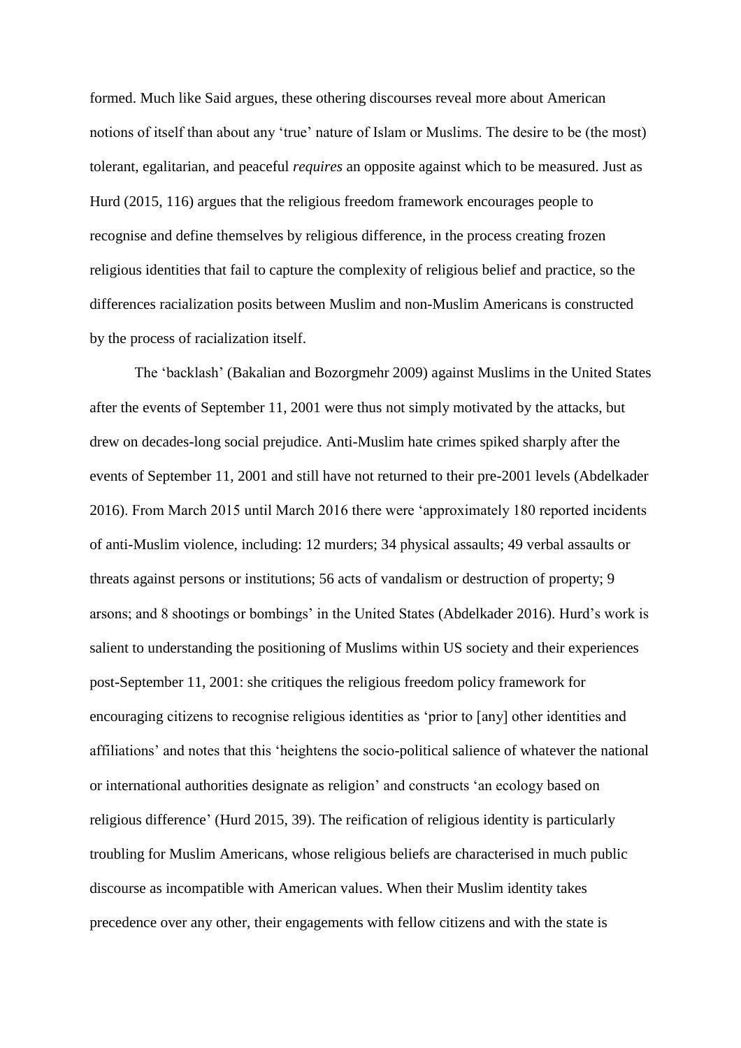formed. Much like Said argues, these othering discourses reveal more about American notions of itself than about any 'true' nature of Islam or Muslims. The desire to be (the most) tolerant, egalitarian, and peaceful *requires* an opposite against which to be measured. Just as Hurd (2015, 116) argues that the religious freedom framework encourages people to recognise and define themselves by religious difference, in the process creating frozen religious identities that fail to capture the complexity of religious belief and practice, so the differences racialization posits between Muslim and non-Muslim Americans is constructed by the process of racialization itself.

The 'backlash' (Bakalian and Bozorgmehr 2009) against Muslims in the United States after the events of September 11, 2001 were thus not simply motivated by the attacks, but drew on decades-long social prejudice. Anti-Muslim hate crimes spiked sharply after the events of September 11, 2001 and still have not returned to their pre-2001 levels (Abdelkader 2016). From March 2015 until March 2016 there were 'approximately 180 reported incidents of anti-Muslim violence, including: 12 murders; 34 physical assaults; 49 verbal assaults or threats against persons or institutions; 56 acts of vandalism or destruction of property; 9 arsons; and 8 shootings or bombings' in the United States (Abdelkader 2016). Hurd's work is salient to understanding the positioning of Muslims within US society and their experiences post-September 11, 2001: she critiques the religious freedom policy framework for encouraging citizens to recognise religious identities as 'prior to [any] other identities and affiliations' and notes that this 'heightens the socio-political salience of whatever the national or international authorities designate as religion' and constructs 'an ecology based on religious difference' (Hurd 2015, 39). The reification of religious identity is particularly troubling for Muslim Americans, whose religious beliefs are characterised in much public discourse as incompatible with American values. When their Muslim identity takes precedence over any other, their engagements with fellow citizens and with the state is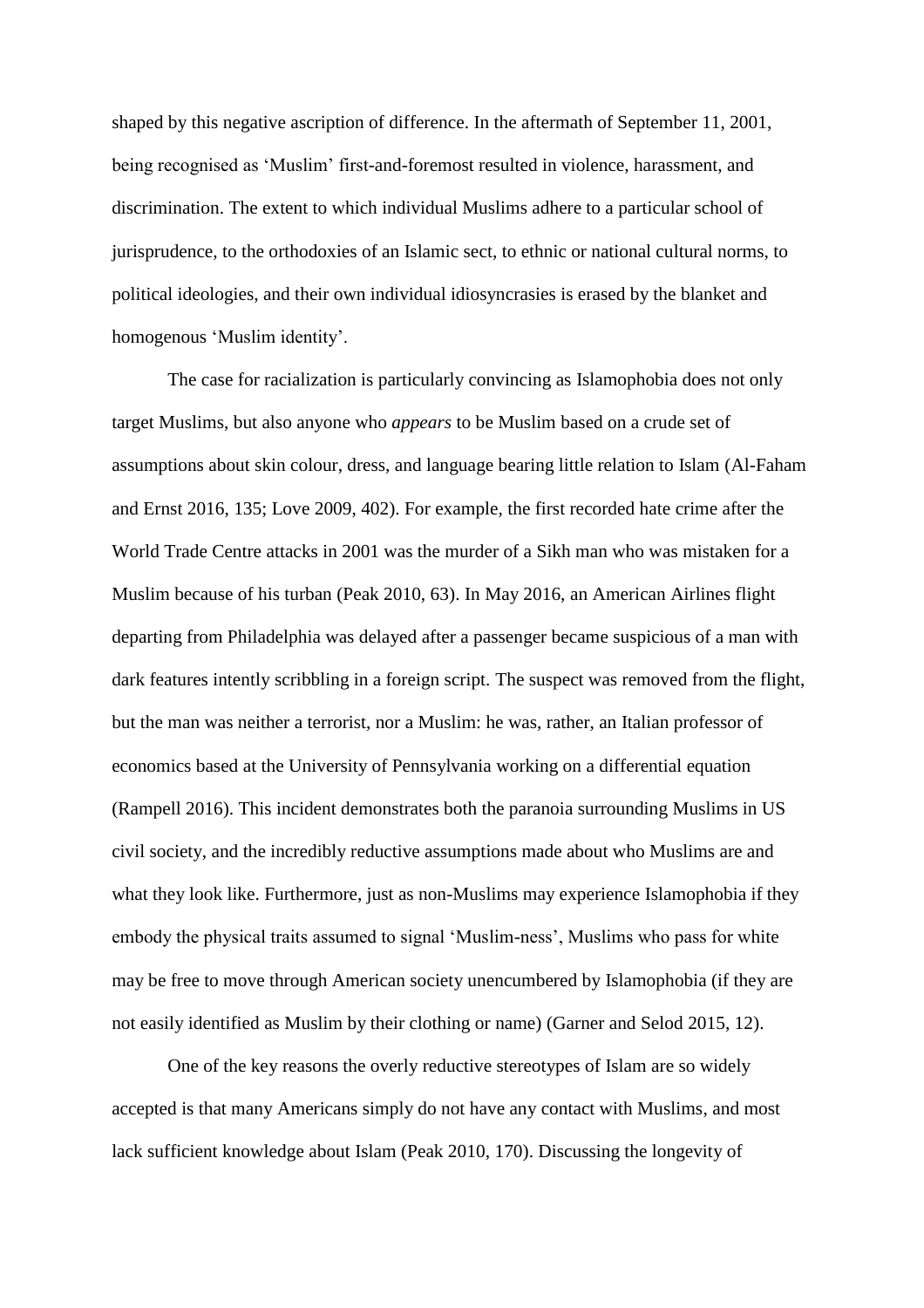shaped by this negative ascription of difference. In the aftermath of September 11, 2001, being recognised as 'Muslim' first-and-foremost resulted in violence, harassment, and discrimination. The extent to which individual Muslims adhere to a particular school of jurisprudence, to the orthodoxies of an Islamic sect, to ethnic or national cultural norms, to political ideologies, and their own individual idiosyncrasies is erased by the blanket and homogenous 'Muslim identity'.

The case for racialization is particularly convincing as Islamophobia does not only target Muslims, but also anyone who *appears* to be Muslim based on a crude set of assumptions about skin colour, dress, and language bearing little relation to Islam (Al-Faham and Ernst 2016, 135; Love 2009, 402). For example, the first recorded hate crime after the World Trade Centre attacks in 2001 was the murder of a Sikh man who was mistaken for a Muslim because of his turban (Peak 2010, 63). In May 2016, an American Airlines flight departing from Philadelphia was delayed after a passenger became suspicious of a man with dark features intently scribbling in a foreign script. The suspect was removed from the flight, but the man was neither a terrorist, nor a Muslim: he was, rather, an Italian professor of economics based at the University of Pennsylvania working on a differential equation (Rampell 2016). This incident demonstrates both the paranoia surrounding Muslims in US civil society, and the incredibly reductive assumptions made about who Muslims are and what they look like. Furthermore, just as non-Muslims may experience Islamophobia if they embody the physical traits assumed to signal 'Muslim-ness', Muslims who pass for white may be free to move through American society unencumbered by Islamophobia (if they are not easily identified as Muslim by their clothing or name) (Garner and Selod 2015, 12).

One of the key reasons the overly reductive stereotypes of Islam are so widely accepted is that many Americans simply do not have any contact with Muslims, and most lack sufficient knowledge about Islam (Peak 2010, 170). Discussing the longevity of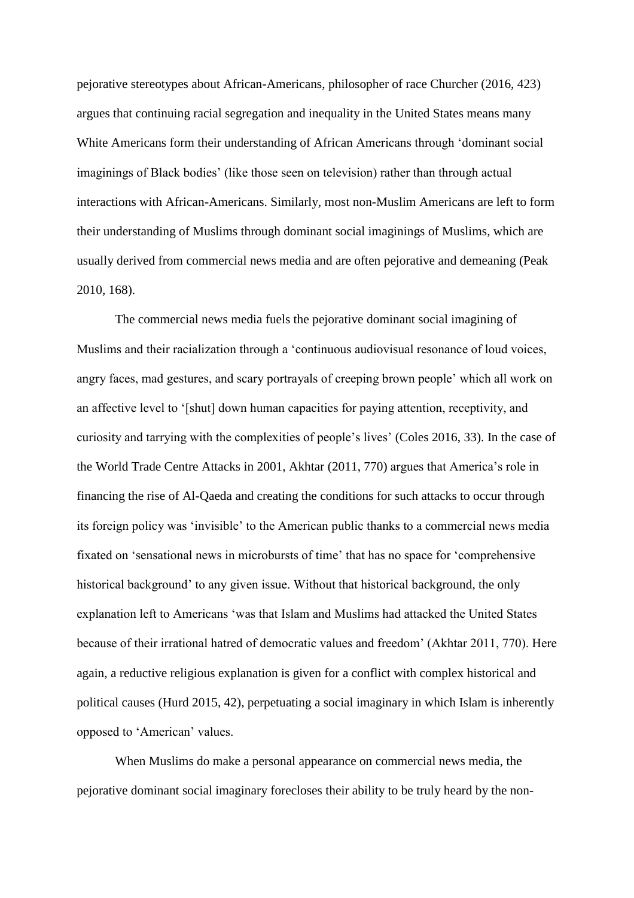pejorative stereotypes about African-Americans, philosopher of race Churcher (2016, 423) argues that continuing racial segregation and inequality in the United States means many White Americans form their understanding of African Americans through 'dominant social imaginings of Black bodies' (like those seen on television) rather than through actual interactions with African-Americans. Similarly, most non-Muslim Americans are left to form their understanding of Muslims through dominant social imaginings of Muslims, which are usually derived from commercial news media and are often pejorative and demeaning (Peak 2010, 168).

The commercial news media fuels the pejorative dominant social imagining of Muslims and their racialization through a 'continuous audiovisual resonance of loud voices, angry faces, mad gestures, and scary portrayals of creeping brown people' which all work on an affective level to '[shut] down human capacities for paying attention, receptivity, and curiosity and tarrying with the complexities of people's lives' (Coles 2016, 33). In the case of the World Trade Centre Attacks in 2001, Akhtar (2011, 770) argues that America's role in financing the rise of Al-Qaeda and creating the conditions for such attacks to occur through its foreign policy was 'invisible' to the American public thanks to a commercial news media fixated on 'sensational news in microbursts of time' that has no space for 'comprehensive historical background' to any given issue. Without that historical background, the only explanation left to Americans 'was that Islam and Muslims had attacked the United States because of their irrational hatred of democratic values and freedom' (Akhtar 2011, 770). Here again, a reductive religious explanation is given for a conflict with complex historical and political causes (Hurd 2015, 42), perpetuating a social imaginary in which Islam is inherently opposed to 'American' values.

When Muslims do make a personal appearance on commercial news media, the pejorative dominant social imaginary forecloses their ability to be truly heard by the non-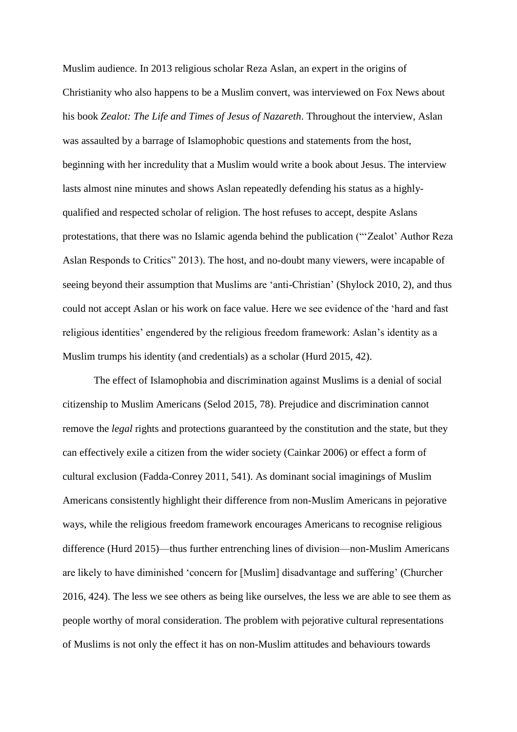Muslim audience. In 2013 religious scholar Reza Aslan, an expert in the origins of Christianity who also happens to be a Muslim convert, was interviewed on Fox News about his book *Zealot: The Life and Times of Jesus of Nazareth*. Throughout the interview, Aslan was assaulted by a barrage of Islamophobic questions and statements from the host, beginning with her incredulity that a Muslim would write a book about Jesus. The interview lasts almost nine minutes and shows Aslan repeatedly defending his status as a highly-qualified and respected scholar of religion. The host refuses to accept, despite Aslans protestations, that there was no Islamic agenda behind the publication ("'Zealot' Author Reza Aslan Responds to Critics" 2013). The host, and no-doubt many viewers, were incapable of seeing beyond their assumption that Muslims are 'anti-Christian' (Shylock 2010, 2), and thus could not accept Aslan or his work on face value. Here we see evidence of the 'hard and fast religious identities' engendered by the religious freedom framework: Aslan's identity as a Muslim trumps his identity (and credentials) as a scholar (Hurd 2015, 42).

The effect of Islamophobia and discrimination against Muslims is a denial of social citizenship to Muslim Americans (Selod 2015, 78). Prejudice and discrimination cannot remove the *legal* rights and protections guaranteed by the constitution and the state, but they can effectively exile a citizen from the wider society (Cainkar 2006) or effect a form of cultural exclusion (Fadda-Conrey 2011, 541). As dominant social imaginings of Muslim Americans consistently highlight their difference from non-Muslim Americans in pejorative ways, while the religious freedom framework encourages Americans to recognise religious difference (Hurd 2015)—thus further entrenching lines of division—non-Muslim Americans are likely to have diminished 'concern for [Muslim] disadvantage and suffering' (Churcher 2016, 424). The less we see others as being like ourselves, the less we are able to see them as people worthy of moral consideration. The problem with pejorative cultural representations of Muslims is not only the effect it has on non-Muslim attitudes and behaviours towards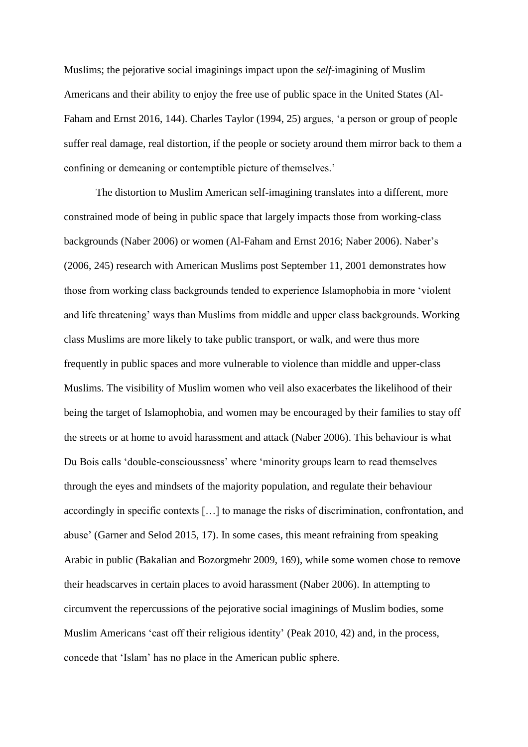Muslims; the pejorative social imaginings impact upon the *self*-imagining of Muslim Americans and their ability to enjoy the free use of public space in the United States (Al-Faham and Ernst 2016, 144). Charles Taylor (1994, 25) argues, 'a person or group of people suffer real damage, real distortion, if the people or society around them mirror back to them a confining or demeaning or contemptible picture of themselves.'

The distortion to Muslim American self-imagining translates into a different, more constrained mode of being in public space that largely impacts those from working-class backgrounds (Naber 2006) or women (Al-Faham and Ernst 2016; Naber 2006). Naber's (2006, 245) research with American Muslims post September 11, 2001 demonstrates how those from working class backgrounds tended to experience Islamophobia in more 'violent and life threatening' ways than Muslims from middle and upper class backgrounds. Working class Muslims are more likely to take public transport, or walk, and were thus more frequently in public spaces and more vulnerable to violence than middle and upper-class Muslims. The visibility of Muslim women who veil also exacerbates the likelihood of their being the target of Islamophobia, and women may be encouraged by their families to stay off the streets or at home to avoid harassment and attack (Naber 2006). This behaviour is what Du Bois calls 'double-conscioussness' where 'minority groups learn to read themselves through the eyes and mindsets of the majority population, and regulate their behaviour accordingly in specific contexts […] to manage the risks of discrimination, confrontation, and abuse' (Garner and Selod 2015, 17). In some cases, this meant refraining from speaking Arabic in public (Bakalian and Bozorgmehr 2009, 169), while some women chose to remove their headscarves in certain places to avoid harassment (Naber 2006). In attempting to circumvent the repercussions of the pejorative social imaginings of Muslim bodies, some Muslim Americans 'cast off their religious identity' (Peak 2010, 42) and, in the process, concede that 'Islam' has no place in the American public sphere.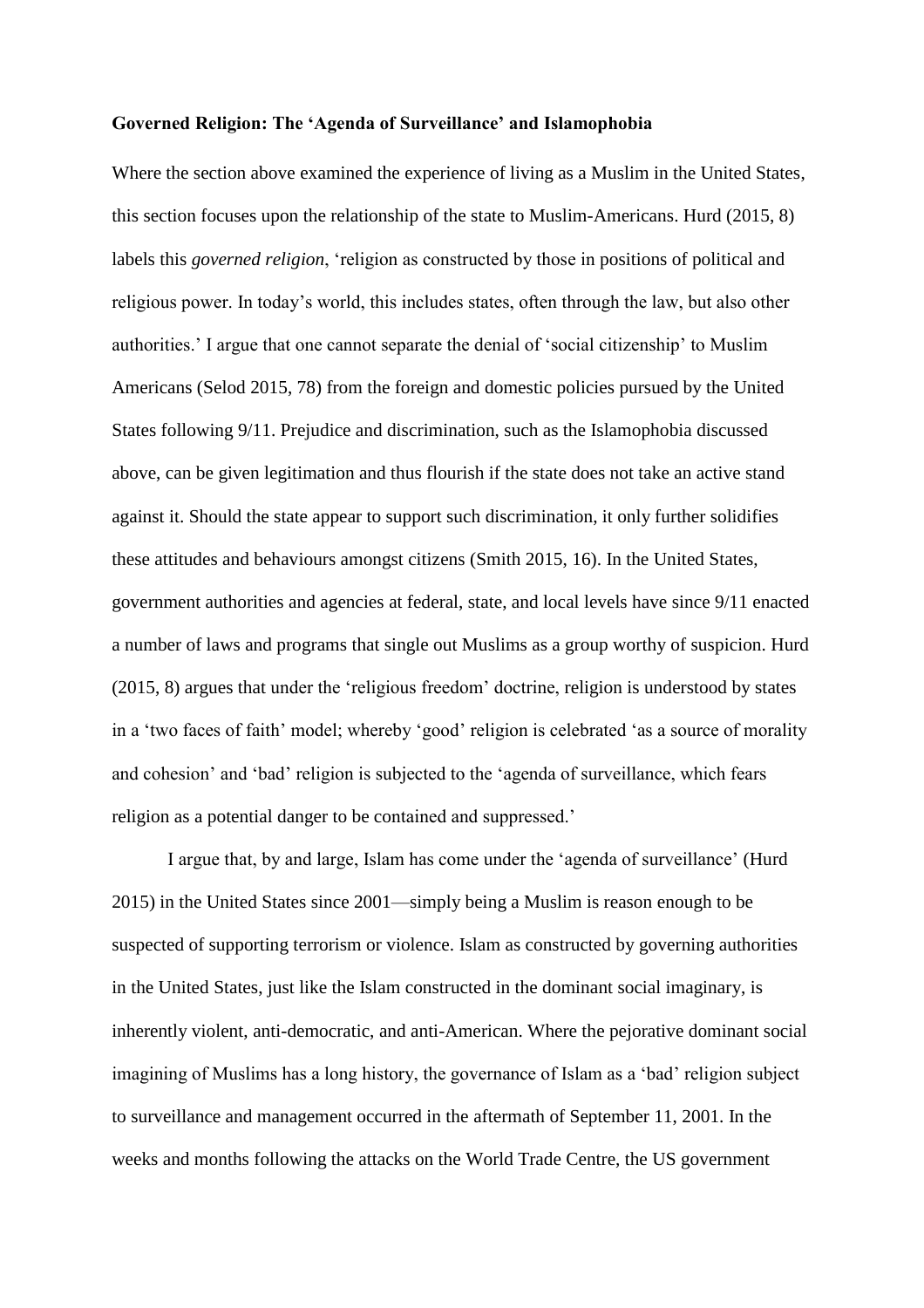**Governed Religion: The 'Agenda of Surveillance' and Islamophobia**

Where the section above examined the experience of living as a Muslim in the United States, this section focuses upon the relationship of the state to Muslim-Americans. Hurd (2015, 8) labels this *governed religion*, 'religion as constructed by those in positions of political and religious power. In today's world, this includes states, often through the law, but also other authorities.' I argue that one cannot separate the denial of 'social citizenship' to Muslim Americans (Selod 2015, 78) from the foreign and domestic policies pursued by the United States following 9/11. Prejudice and discrimination, such as the Islamophobia discussed above, can be given legitimation and thus flourish if the state does not take an active stand against it. Should the state appear to support such discrimination, it only further solidifies these attitudes and behaviours amongst citizens (Smith 2015, 16). In the United States, government authorities and agencies at federal, state, and local levels have since 9/11 enacted a number of laws and programs that single out Muslims as a group worthy of suspicion. Hurd (2015, 8) argues that under the 'religious freedom' doctrine, religion is understood by states in a 'two faces of faith' model; whereby 'good' religion is celebrated 'as a source of morality and cohesion' and 'bad' religion is subjected to the 'agenda of surveillance, which fears religion as a potential danger to be contained and suppressed.'

I argue that, by and large, Islam has come under the 'agenda of surveillance' (Hurd 2015) in the United States since 2001—simply being a Muslim is reason enough to be suspected of supporting terrorism or violence. Islam as constructed by governing authorities in the United States, just like the Islam constructed in the dominant social imaginary, is inherently violent, anti-democratic, and anti-American. Where the pejorative dominant social imagining of Muslims has a long history, the governance of Islam as a 'bad' religion subject to surveillance and management occurred in the aftermath of September 11, 2001. In the weeks and months following the attacks on the World Trade Centre, the US government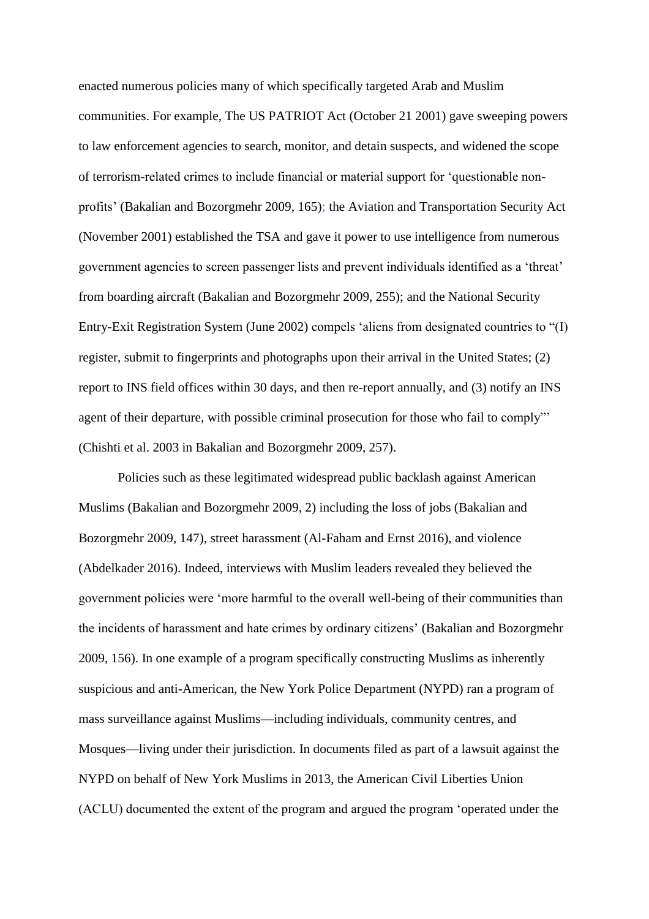enacted numerous policies many of which specifically targeted Arab and Muslim communities. For example, The US PATRIOT Act (October 21 2001) gave sweeping powers to law enforcement agencies to search, monitor, and detain suspects, and widened the scope of terrorism-related crimes to include financial or material support for 'questionable non-profits' (Bakalian and Bozorgmehr 2009, 165); the Aviation and Transportation Security Act (November 2001) established the TSA and gave it power to use intelligence from numerous government agencies to screen passenger lists and prevent individuals identified as a 'threat' from boarding aircraft (Bakalian and Bozorgmehr 2009, 255); and the National Security Entry-Exit Registration System (June 2002) compels 'aliens from designated countries to "(I) register, submit to fingerprints and photographs upon their arrival in the United States; (2) report to INS field offices within 30 days, and then re-report annually, and (3) notify an INS agent of their departure, with possible criminal prosecution for those who fail to comply"' (Chishti et al. 2003 in Bakalian and Bozorgmehr 2009, 257).

Policies such as these legitimated widespread public backlash against American Muslims (Bakalian and Bozorgmehr 2009, 2) including the loss of jobs (Bakalian and Bozorgmehr 2009, 147), street harassment (Al-Faham and Ernst 2016), and violence (Abdelkader 2016). Indeed, interviews with Muslim leaders revealed they believed the government policies were 'more harmful to the overall well-being of their communities than the incidents of harassment and hate crimes by ordinary citizens' (Bakalian and Bozorgmehr 2009, 156). In one example of a program specifically constructing Muslims as inherently suspicious and anti-American, the New York Police Department (NYPD) ran a program of mass surveillance against Muslims—including individuals, community centres, and Mosques—living under their jurisdiction. In documents filed as part of a lawsuit against the NYPD on behalf of New York Muslims in 2013, the American Civil Liberties Union (ACLU) documented the extent of the program and argued the program 'operated under the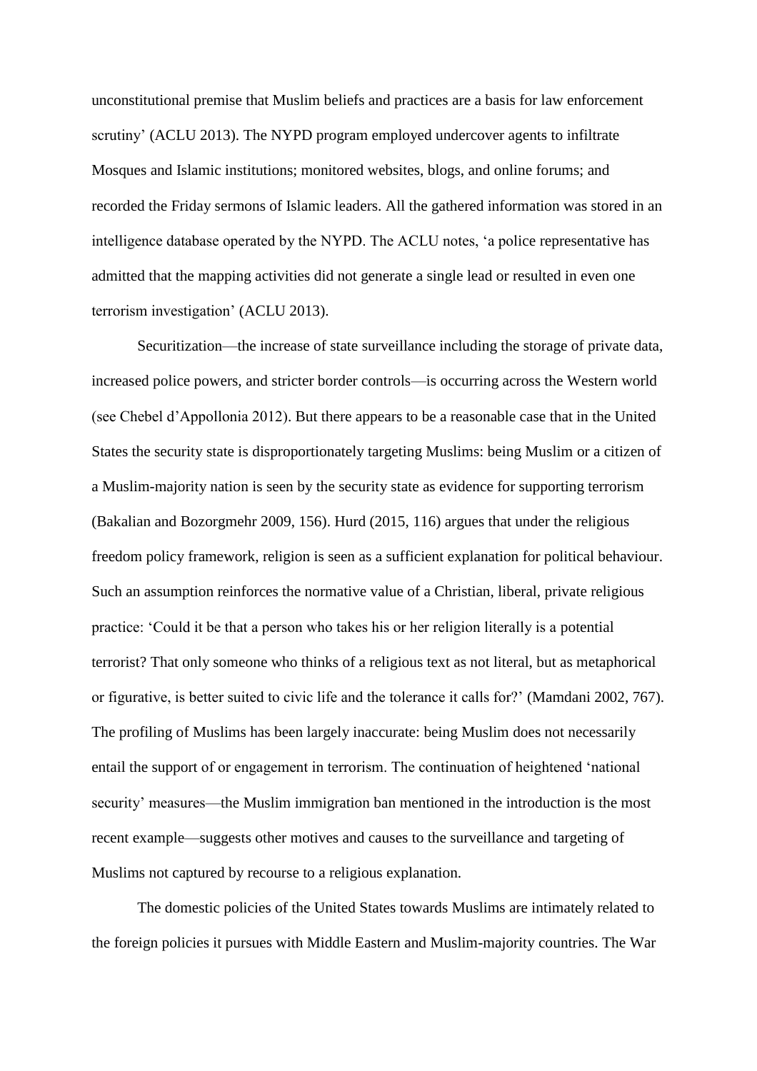unconstitutional premise that Muslim beliefs and practices are a basis for law enforcement scrutiny' (ACLU 2013). The NYPD program employed undercover agents to infiltrate Mosques and Islamic institutions; monitored websites, blogs, and online forums; and recorded the Friday sermons of Islamic leaders. All the gathered information was stored in an intelligence database operated by the NYPD. The ACLU notes, 'a police representative has admitted that the mapping activities did not generate a single lead or resulted in even one terrorism investigation' (ACLU 2013).

Securitization—the increase of state surveillance including the storage of private data, increased police powers, and stricter border controls—is occurring across the Western world (see Chebel d'Appollonia 2012). But there appears to be a reasonable case that in the United States the security state is disproportionately targeting Muslims: being Muslim or a citizen of a Muslim-majority nation is seen by the security state as evidence for supporting terrorism (Bakalian and Bozorgmehr 2009, 156). Hurd (2015, 116) argues that under the religious freedom policy framework, religion is seen as a sufficient explanation for political behaviour. Such an assumption reinforces the normative value of a Christian, liberal, private religious practice: 'Could it be that a person who takes his or her religion literally is a potential terrorist? That only someone who thinks of a religious text as not literal, but as metaphorical or figurative, is better suited to civic life and the tolerance it calls for?' (Mamdani 2002, 767). The profiling of Muslims has been largely inaccurate: being Muslim does not necessarily entail the support of or engagement in terrorism. The continuation of heightened 'national security' measures—the Muslim immigration ban mentioned in the introduction is the most recent example—suggests other motives and causes to the surveillance and targeting of Muslims not captured by recourse to a religious explanation.

The domestic policies of the United States towards Muslims are intimately related to the foreign policies it pursues with Middle Eastern and Muslim-majority countries. The War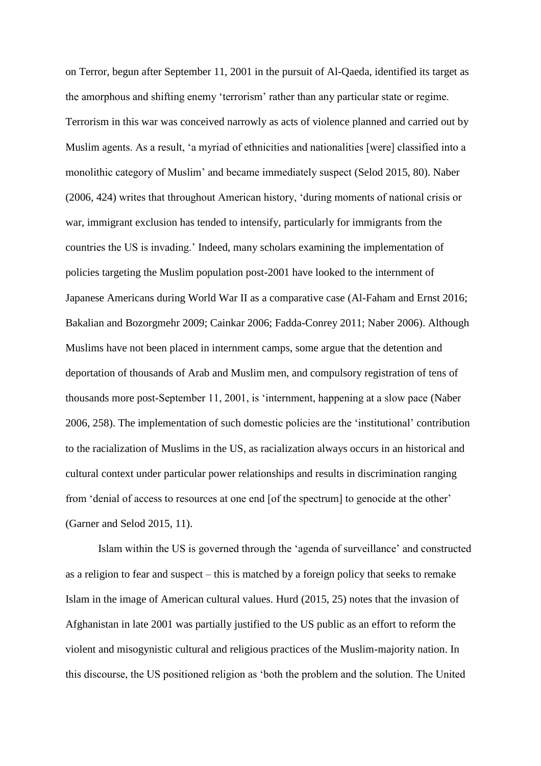on Terror, begun after September 11, 2001 in the pursuit of Al-Qaeda, identified its target as the amorphous and shifting enemy 'terrorism' rather than any particular state or regime. Terrorism in this war was conceived narrowly as acts of violence planned and carried out by Muslim agents. As a result, 'a myriad of ethnicities and nationalities [were] classified into a monolithic category of Muslim' and became immediately suspect (Selod 2015, 80). Naber (2006, 424) writes that throughout American history, 'during moments of national crisis or war, immigrant exclusion has tended to intensify, particularly for immigrants from the countries the US is invading.' Indeed, many scholars examining the implementation of policies targeting the Muslim population post-2001 have looked to the internment of Japanese Americans during World War II as a comparative case (Al-Faham and Ernst 2016; Bakalian and Bozorgmehr 2009; Cainkar 2006; Fadda-Conrey 2011; Naber 2006). Although Muslims have not been placed in internment camps, some argue that the detention and deportation of thousands of Arab and Muslim men, and compulsory registration of tens of thousands more post-September 11, 2001, is 'internment, happening at a slow pace (Naber 2006, 258). The implementation of such domestic policies are the 'institutional' contribution to the racialization of Muslims in the US, as racialization always occurs in an historical and cultural context under particular power relationships and results in discrimination ranging from 'denial of access to resources at one end [of the spectrum] to genocide at the other' (Garner and Selod 2015, 11).

Islam within the US is governed through the 'agenda of surveillance' and constructed as a religion to fear and suspect – this is matched by a foreign policy that seeks to remake Islam in the image of American cultural values. Hurd (2015, 25) notes that the invasion of Afghanistan in late 2001 was partially justified to the US public as an effort to reform the violent and misogynistic cultural and religious practices of the Muslim-majority nation. In this discourse, the US positioned religion as 'both the problem and the solution. The United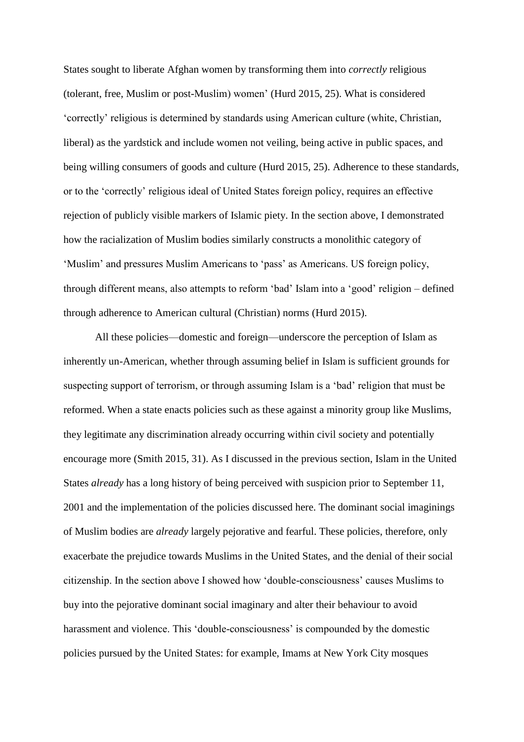States sought to liberate Afghan women by transforming them into *correctly* religious (tolerant, free, Muslim or post-Muslim) women' (Hurd 2015, 25). What is considered 'correctly' religious is determined by standards using American culture (white, Christian, liberal) as the yardstick and include women not veiling, being active in public spaces, and being willing consumers of goods and culture (Hurd 2015, 25). Adherence to these standards, or to the 'correctly' religious ideal of United States foreign policy, requires an effective rejection of publicly visible markers of Islamic piety. In the section above, I demonstrated how the racialization of Muslim bodies similarly constructs a monolithic category of 'Muslim' and pressures Muslim Americans to 'pass' as Americans. US foreign policy, through different means, also attempts to reform 'bad' Islam into a 'good' religion – defined through adherence to American cultural (Christian) norms (Hurd 2015).

All these policies—domestic and foreign—underscore the perception of Islam as inherently un-American, whether through assuming belief in Islam is sufficient grounds for suspecting support of terrorism, or through assuming Islam is a 'bad' religion that must be reformed. When a state enacts policies such as these against a minority group like Muslims, they legitimate any discrimination already occurring within civil society and potentially encourage more (Smith 2015, 31). As I discussed in the previous section, Islam in the United States *already* has a long history of being perceived with suspicion prior to September 11, 2001 and the implementation of the policies discussed here. The dominant social imaginings of Muslim bodies are *already* largely pejorative and fearful. These policies, therefore, only exacerbate the prejudice towards Muslims in the United States, and the denial of their social citizenship. In the section above I showed how 'double-consciousness' causes Muslims to buy into the pejorative dominant social imaginary and alter their behaviour to avoid harassment and violence. This 'double-consciousness' is compounded by the domestic policies pursued by the United States: for example, Imams at New York City mosques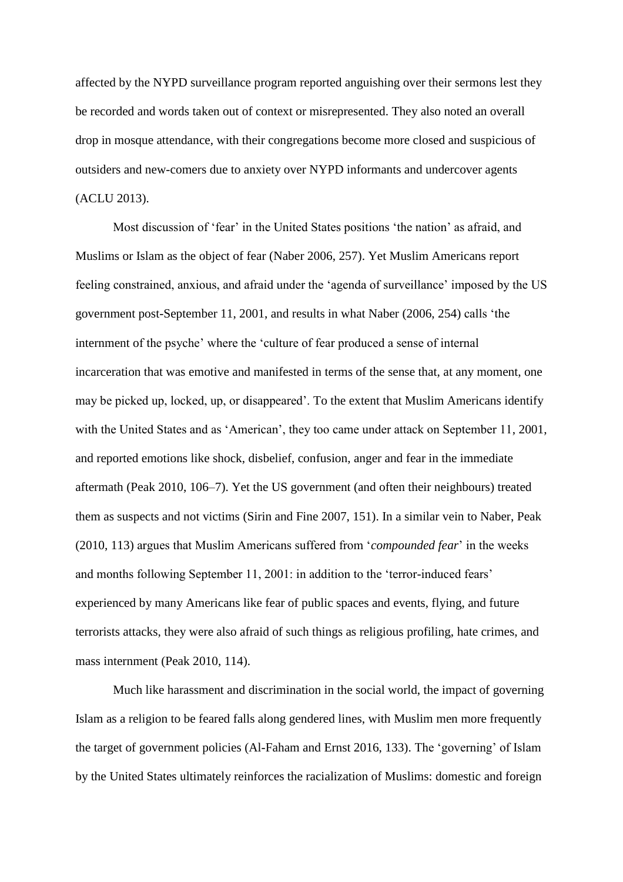affected by the NYPD surveillance program reported anguishing over their sermons lest they be recorded and words taken out of context or misrepresented. They also noted an overall drop in mosque attendance, with their congregations become more closed and suspicious of outsiders and new-comers due to anxiety over NYPD informants and undercover agents (ACLU 2013).

Most discussion of 'fear' in the United States positions 'the nation' as afraid, and Muslims or Islam as the object of fear (Naber 2006, 257). Yet Muslim Americans report feeling constrained, anxious, and afraid under the 'agenda of surveillance' imposed by the US government post-September 11, 2001, and results in what Naber (2006, 254) calls 'the internment of the psyche' where the 'culture of fear produced a sense of internal incarceration that was emotive and manifested in terms of the sense that, at any moment, one may be picked up, locked, up, or disappeared'. To the extent that Muslim Americans identify with the United States and as 'American', they too came under attack on September 11, 2001, and reported emotions like shock, disbelief, confusion, anger and fear in the immediate aftermath (Peak 2010, 106–7). Yet the US government (and often their neighbours) treated them as suspects and not victims (Sirin and Fine 2007, 151). In a similar vein to Naber, Peak (2010, 113) argues that Muslim Americans suffered from '*compounded fear*' in the weeks and months following September 11, 2001: in addition to the 'terror-induced fears' experienced by many Americans like fear of public spaces and events, flying, and future terrorists attacks, they were also afraid of such things as religious profiling, hate crimes, and mass internment (Peak 2010, 114).

Much like harassment and discrimination in the social world, the impact of governing Islam as a religion to be feared falls along gendered lines, with Muslim men more frequently the target of government policies (Al-Faham and Ernst 2016, 133). The 'governing' of Islam by the United States ultimately reinforces the racialization of Muslims: domestic and foreign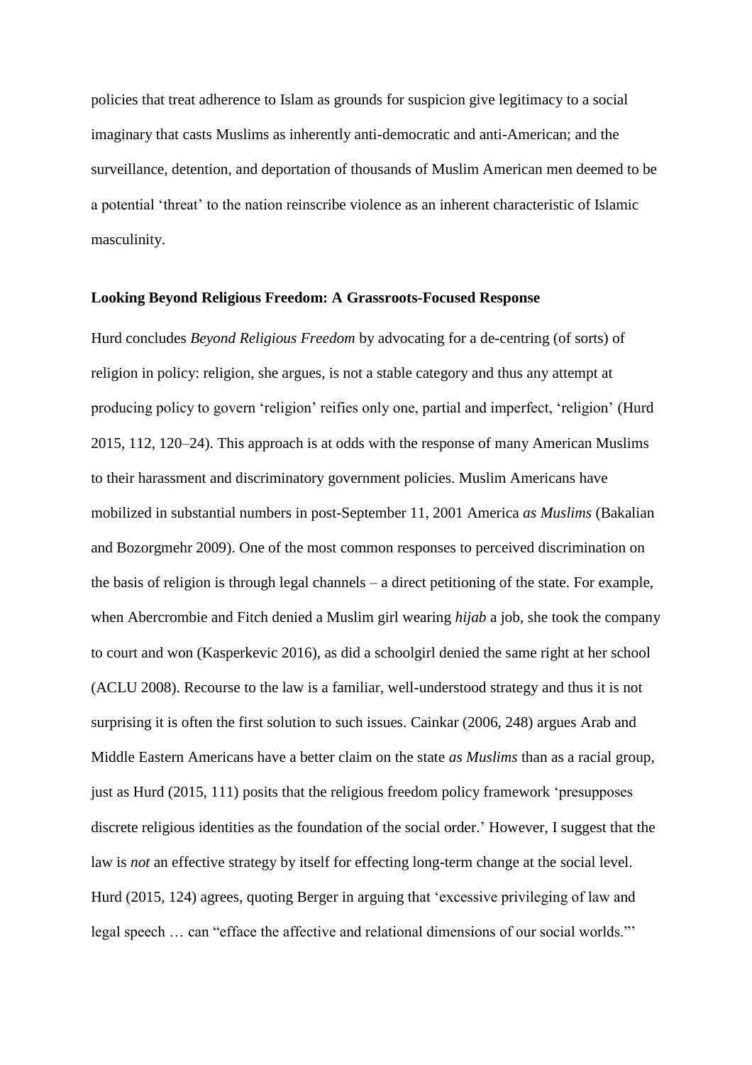policies that treat adherence to Islam as grounds for suspicion give legitimacy to a social imaginary that casts Muslims as inherently anti-democratic and anti-American; and the surveillance, detention, and deportation of thousands of Muslim American men deemed to be a potential 'threat' to the nation reinscribe violence as an inherent characteristic of Islamic masculinity.

### Looking Beyond Religious Freedom: A Grassroots-Focused Response

Hurd concludes *Beyond Religious Freedom* by advocating for a de-centring (of sorts) of religion in policy: religion, she argues, is not a stable category and thus any attempt at producing policy to govern 'religion' reifies only one, partial and imperfect, 'religion' (Hurd 2015, 112, 120–24). This approach is at odds with the response of many American Muslims to their harassment and discriminatory government policies. Muslim Americans have mobilized in substantial numbers in post-September 11, 2001 America *as Muslims* (Bakalian and Bozorgmehr 2009). One of the most common responses to perceived discrimination on the basis of religion is through legal channels – a direct petitioning of the state. For example, when Abercrombie and Fitch denied a Muslim girl wearing *hijab* a job, she took the company to court and won (Kasperkevic 2016), as did a schoolgirl denied the same right at her school (ACLU 2008). Recourse to the law is a familiar, well-understood strategy and thus it is not surprising it is often the first solution to such issues. Cainkar (2006, 248) argues Arab and Middle Eastern Americans have a better claim on the state *as Muslims* than as a racial group, just as Hurd (2015, 111) posits that the religious freedom policy framework 'presupposes discrete religious identities as the foundation of the social order.' However, I suggest that the law is *not* an effective strategy by itself for effecting long-term change at the social level. Hurd (2015, 124) agrees, quoting Berger in arguing that 'excessive privileging of law and legal speech … can "efface the affective and relational dimensions of our social worlds."'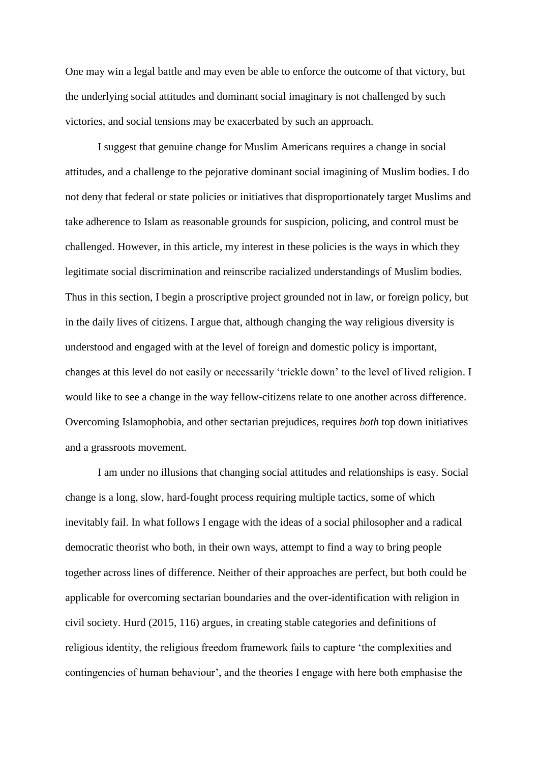One may win a legal battle and may even be able to enforce the outcome of that victory, but the underlying social attitudes and dominant social imaginary is not challenged by such victories, and social tensions may be exacerbated by such an approach.

I suggest that genuine change for Muslim Americans requires a change in social attitudes, and a challenge to the pejorative dominant social imagining of Muslim bodies. I do not deny that federal or state policies or initiatives that disproportionately target Muslims and take adherence to Islam as reasonable grounds for suspicion, policing, and control must be challenged. However, in this article, my interest in these policies is the ways in which they legitimate social discrimination and reinscribe racialized understandings of Muslim bodies. Thus in this section, I begin a proscriptive project grounded not in law, or foreign policy, but in the daily lives of citizens. I argue that, although changing the way religious diversity is understood and engaged with at the level of foreign and domestic policy is important, changes at this level do not easily or necessarily 'trickle down' to the level of lived religion. I would like to see a change in the way fellow-citizens relate to one another across difference. Overcoming Islamophobia, and other sectarian prejudices, requires *both* top down initiatives and a grassroots movement.

I am under no illusions that changing social attitudes and relationships is easy. Social change is a long, slow, hard-fought process requiring multiple tactics, some of which inevitably fail. In what follows I engage with the ideas of a social philosopher and a radical democratic theorist who both, in their own ways, attempt to find a way to bring people together across lines of difference. Neither of their approaches are perfect, but both could be applicable for overcoming sectarian boundaries and the over-identification with religion in civil society. Hurd (2015, 116) argues, in creating stable categories and definitions of religious identity, the religious freedom framework fails to capture 'the complexities and contingencies of human behaviour', and the theories I engage with here both emphasise the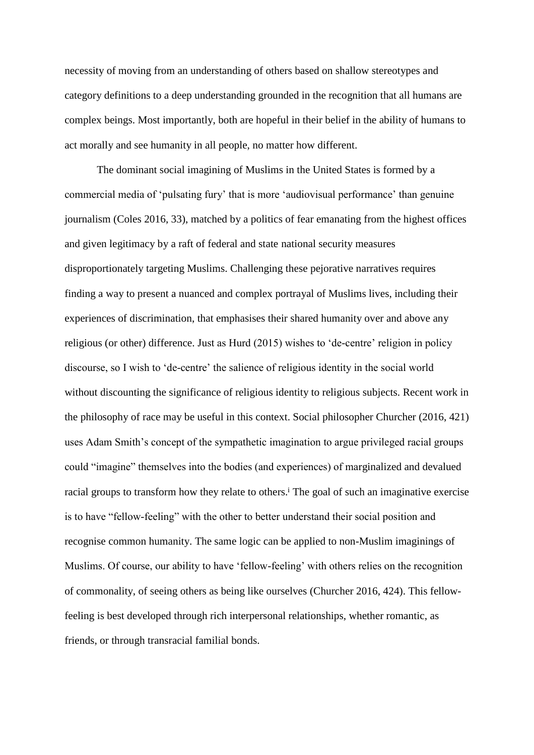necessity of moving from an understanding of others based on shallow stereotypes and category definitions to a deep understanding grounded in the recognition that all humans are complex beings. Most importantly, both are hopeful in their belief in the ability of humans to act morally and see humanity in all people, no matter how different.

The dominant social imagining of Muslims in the United States is formed by a commercial media of 'pulsating fury' that is more 'audiovisual performance' than genuine journalism (Coles 2016, 33), matched by a politics of fear emanating from the highest offices and given legitimacy by a raft of federal and state national security measures disproportionately targeting Muslims. Challenging these pejorative narratives requires finding a way to present a nuanced and complex portrayal of Muslims lives, including their experiences of discrimination, that emphasises their shared humanity over and above any religious (or other) difference. Just as Hurd (2015) wishes to 'de-centre' religion in policy discourse, so I wish to 'de-centre' the salience of religious identity in the social world without discounting the significance of religious identity to religious subjects. Recent work in the philosophy of race may be useful in this context. Social philosopher Churcher (2016, 421) uses Adam Smith's concept of the sympathetic imagination to argue privileged racial groups could "imagine" themselves into the bodies (and experiences) of marginalized and devalued racial groups to transform how they relate to others.[i] The goal of such an imaginative exercise is to have "fellow-feeling" with the other to better understand their social position and recognise common humanity. The same logic can be applied to non-Muslim imaginings of Muslims. Of course, our ability to have 'fellow-feeling' with others relies on the recognition of commonality, of seeing others as being like ourselves (Churcher 2016, 424). This fellow-feeling is best developed through rich interpersonal relationships, whether romantic, as friends, or through transracial familial bonds.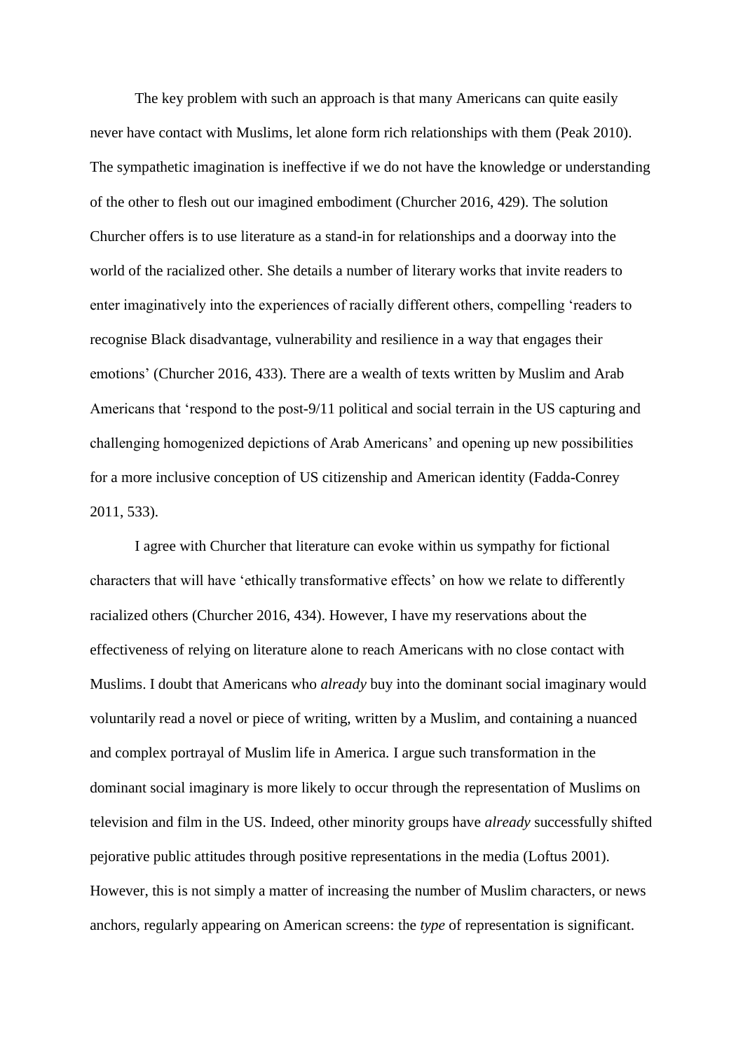The key problem with such an approach is that many Americans can quite easily never have contact with Muslims, let alone form rich relationships with them (Peak 2010). The sympathetic imagination is ineffective if we do not have the knowledge or understanding of the other to flesh out our imagined embodiment (Churcher 2016, 429). The solution Churcher offers is to use literature as a stand-in for relationships and a doorway into the world of the racialized other. She details a number of literary works that invite readers to enter imaginatively into the experiences of racially different others, compelling 'readers to recognise Black disadvantage, vulnerability and resilience in a way that engages their emotions' (Churcher 2016, 433). There are a wealth of texts written by Muslim and Arab Americans that 'respond to the post-9/11 political and social terrain in the US capturing and challenging homogenized depictions of Arab Americans' and opening up new possibilities for a more inclusive conception of US citizenship and American identity (Fadda-Conrey 2011, 533).

I agree with Churcher that literature can evoke within us sympathy for fictional characters that will have 'ethically transformative effects' on how we relate to differently racialized others (Churcher 2016, 434). However, I have my reservations about the effectiveness of relying on literature alone to reach Americans with no close contact with Muslims. I doubt that Americans who *already* buy into the dominant social imaginary would voluntarily read a novel or piece of writing, written by a Muslim, and containing a nuanced and complex portrayal of Muslim life in America. I argue such transformation in the dominant social imaginary is more likely to occur through the representation of Muslims on television and film in the US. Indeed, other minority groups have *already* successfully shifted pejorative public attitudes through positive representations in the media (Loftus 2001). However, this is not simply a matter of increasing the number of Muslim characters, or news anchors, regularly appearing on American screens: the *type* of representation is significant.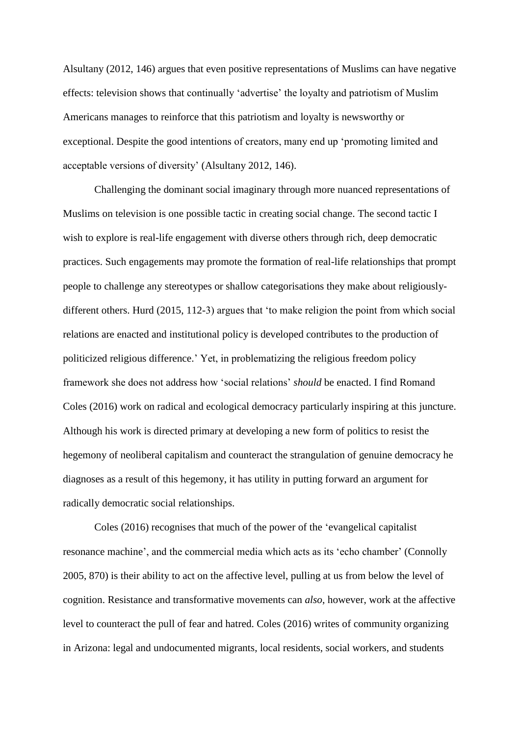Alsultany (2012, 146) argues that even positive representations of Muslims can have negative effects: television shows that continually 'advertise' the loyalty and patriotism of Muslim Americans manages to reinforce that this patriotism and loyalty is newsworthy or exceptional. Despite the good intentions of creators, many end up 'promoting limited and acceptable versions of diversity' (Alsultany 2012, 146).

Challenging the dominant social imaginary through more nuanced representations of Muslims on television is one possible tactic in creating social change. The second tactic I wish to explore is real-life engagement with diverse others through rich, deep democratic practices. Such engagements may promote the formation of real-life relationships that prompt people to challenge any stereotypes or shallow categorisations they make about religiously-different others. Hurd (2015, 112-3) argues that 'to make religion the point from which social relations are enacted and institutional policy is developed contributes to the production of politicized religious difference.' Yet, in problematizing the religious freedom policy framework she does not address how 'social relations' *should* be enacted. I find Romand Coles (2016) work on radical and ecological democracy particularly inspiring at this juncture. Although his work is directed primary at developing a new form of politics to resist the hegemony of neoliberal capitalism and counteract the strangulation of genuine democracy he diagnoses as a result of this hegemony, it has utility in putting forward an argument for radically democratic social relationships.

Coles (2016) recognises that much of the power of the 'evangelical capitalist resonance machine', and the commercial media which acts as its 'echo chamber' (Connolly 2005, 870) is their ability to act on the affective level, pulling at us from below the level of cognition. Resistance and transformative movements can *also*, however, work at the affective level to counteract the pull of fear and hatred. Coles (2016) writes of community organizing in Arizona: legal and undocumented migrants, local residents, social workers, and students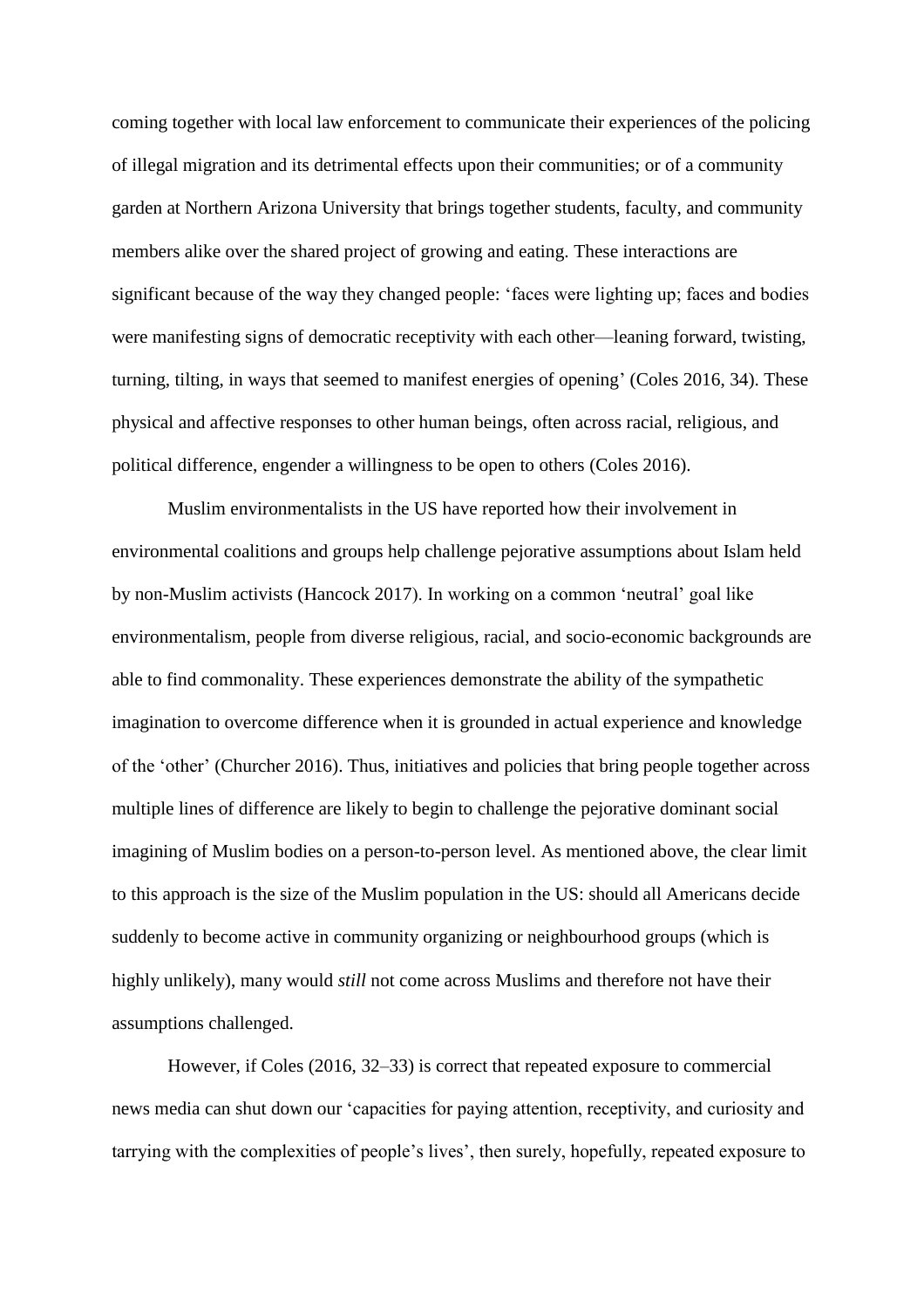coming together with local law enforcement to communicate their experiences of the policing of illegal migration and its detrimental effects upon their communities; or of a community garden at Northern Arizona University that brings together students, faculty, and community members alike over the shared project of growing and eating. These interactions are significant because of the way they changed people: 'faces were lighting up; faces and bodies were manifesting signs of democratic receptivity with each other—leaning forward, twisting, turning, tilting, in ways that seemed to manifest energies of opening' (Coles 2016, 34). These physical and affective responses to other human beings, often across racial, religious, and political difference, engender a willingness to be open to others (Coles 2016).

Muslim environmentalists in the US have reported how their involvement in environmental coalitions and groups help challenge pejorative assumptions about Islam held by non-Muslim activists (Hancock 2017). In working on a common 'neutral' goal like environmentalism, people from diverse religious, racial, and socio-economic backgrounds are able to find commonality. These experiences demonstrate the ability of the sympathetic imagination to overcome difference when it is grounded in actual experience and knowledge of the 'other' (Churcher 2016). Thus, initiatives and policies that bring people together across multiple lines of difference are likely to begin to challenge the pejorative dominant social imagining of Muslim bodies on a person-to-person level. As mentioned above, the clear limit to this approach is the size of the Muslim population in the US: should all Americans decide suddenly to become active in community organizing or neighbourhood groups (which is highly unlikely), many would *still* not come across Muslims and therefore not have their assumptions challenged.

However, if Coles (2016, 32–33) is correct that repeated exposure to commercial news media can shut down our 'capacities for paying attention, receptivity, and curiosity and tarrying with the complexities of people's lives', then surely, hopefully, repeated exposure to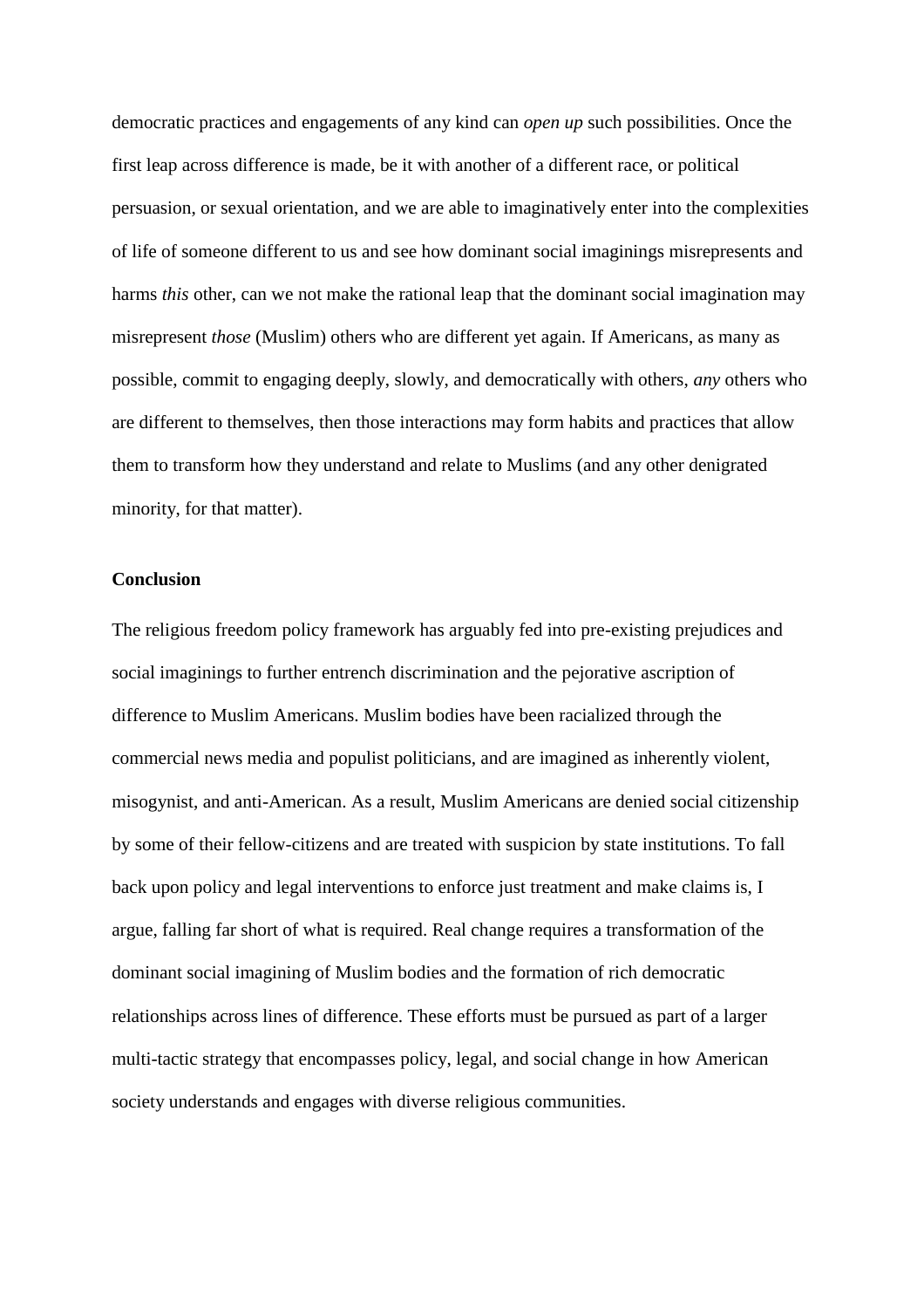democratic practices and engagements of any kind can *open up* such possibilities. Once the first leap across difference is made, be it with another of a different race, or political persuasion, or sexual orientation, and we are able to imaginatively enter into the complexities of life of someone different to us and see how dominant social imaginings misrepresents and harms *this* other, can we not make the rational leap that the dominant social imagination may misrepresent *those* (Muslim) others who are different yet again. If Americans, as many as possible, commit to engaging deeply, slowly, and democratically with others, *any* others who are different to themselves, then those interactions may form habits and practices that allow them to transform how they understand and relate to Muslims (and any other denigrated minority, for that matter).

**Conclusion**

The religious freedom policy framework has arguably fed into pre-existing prejudices and social imaginings to further entrench discrimination and the pejorative ascription of difference to Muslim Americans. Muslim bodies have been racialized through the commercial news media and populist politicians, and are imagined as inherently violent, misogynist, and anti-American. As a result, Muslim Americans are denied social citizenship by some of their fellow-citizens and are treated with suspicion by state institutions. To fall back upon policy and legal interventions to enforce just treatment and make claims is, I argue, falling far short of what is required. Real change requires a transformation of the dominant social imagining of Muslim bodies and the formation of rich democratic relationships across lines of difference. These efforts must be pursued as part of a larger multi-tactic strategy that encompasses policy, legal, and social change in how American society understands and engages with diverse religious communities.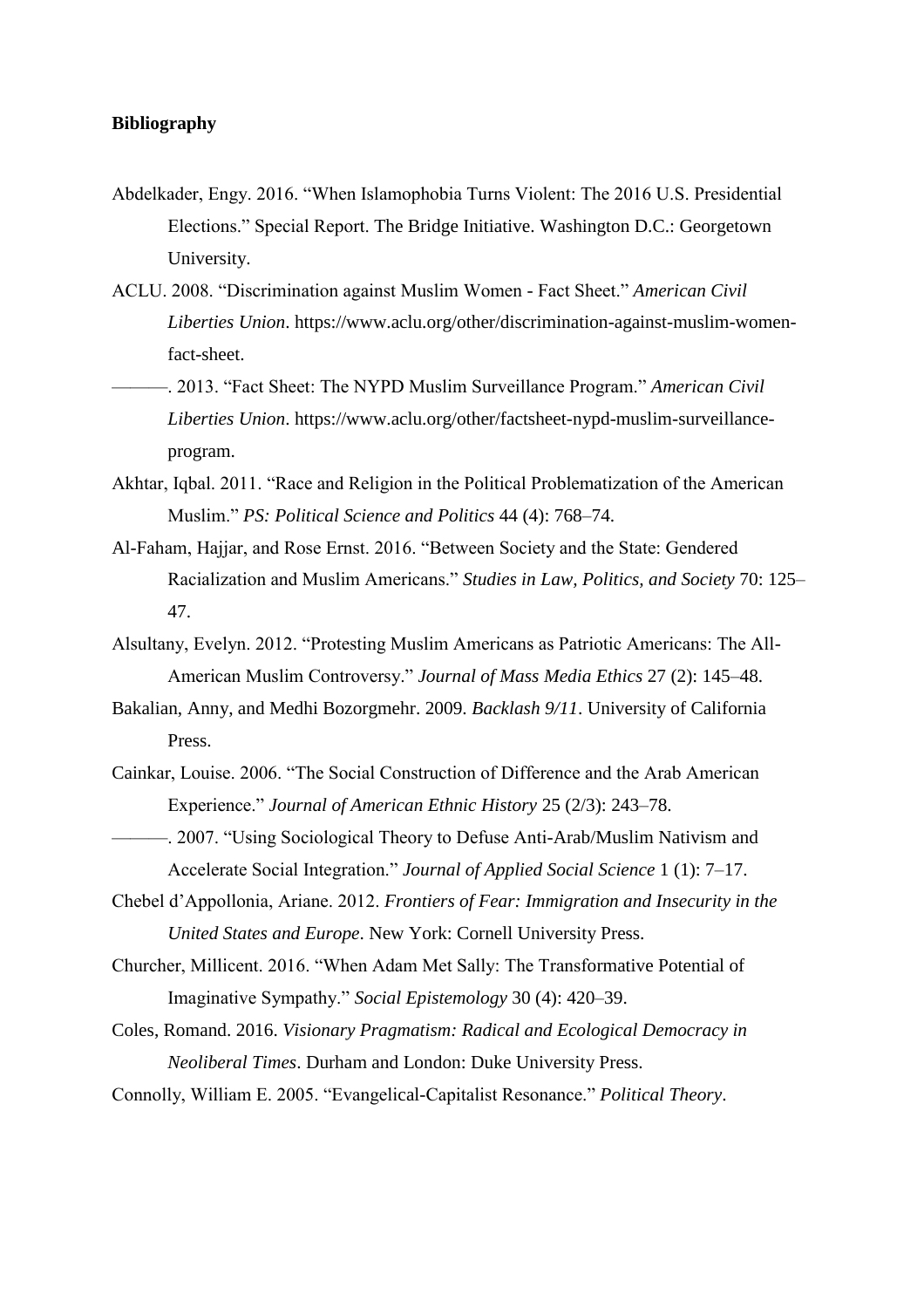**Bibliography**

Abdelkader, Engy. 2016. "When Islamophobia Turns Violent: The 2016 U.S. Presidential Elections." Special Report. The Bridge Initiative. Washington D.C.: Georgetown University.

ACLU. 2008. "Discrimination against Muslim Women - Fact Sheet." *American Civil Liberties Union*. https://www.aclu.org/other/discrimination-against-muslim-women-fact-sheet.

———. 2013. "Fact Sheet: The NYPD Muslim Surveillance Program." *American Civil Liberties Union*. https://www.aclu.org/other/factsheet-nypd-muslim-surveillance-program.

Akhtar, Iqbal. 2011. "Race and Religion in the Political Problematization of the American Muslim." *PS: Political Science and Politics* 44 (4): 768–74.

Al-Faham, Hajjar, and Rose Ernst. 2016. "Between Society and the State: Gendered Racialization and Muslim Americans." *Studies in Law, Politics, and Society* 70: 125–47.

Alsultany, Evelyn. 2012. "Protesting Muslim Americans as Patriotic Americans: The All-American Muslim Controversy." *Journal of Mass Media Ethics* 27 (2): 145–48.

Bakalian, Anny, and Medhi Bozorgmehr. 2009. *Backlash 9/11*. University of California Press.

Cainkar, Louise. 2006. "The Social Construction of Difference and the Arab American Experience." *Journal of American Ethnic History* 25 (2/3): 243–78.

———. 2007. "Using Sociological Theory to Defuse Anti-Arab/Muslim Nativism and Accelerate Social Integration." *Journal of Applied Social Science* 1 (1): 7–17.

Chebel d'Appollonia, Ariane. 2012. *Frontiers of Fear: Immigration and Insecurity in the United States and Europe*. New York: Cornell University Press.

Churcher, Millicent. 2016. "When Adam Met Sally: The Transformative Potential of Imaginative Sympathy." *Social Epistemology* 30 (4): 420–39.

Coles, Romand. 2016. *Visionary Pragmatism: Radical and Ecological Democracy in Neoliberal Times*. Durham and London: Duke University Press.

Connolly, William E. 2005. "Evangelical-Capitalist Resonance." *Political Theory*.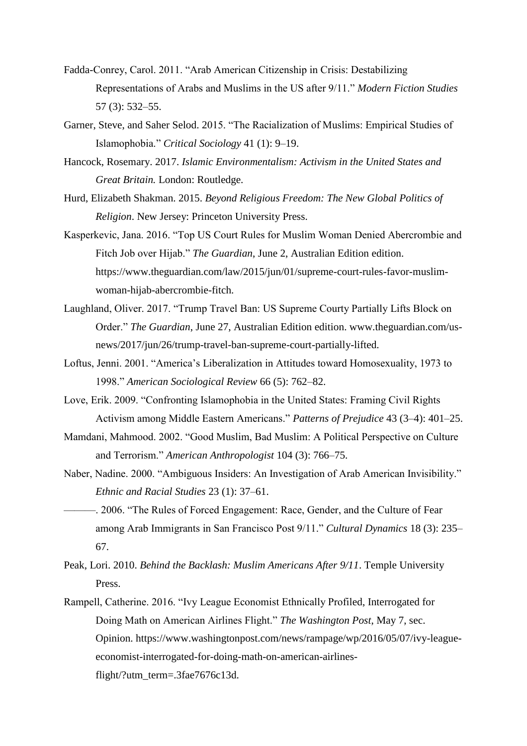Fadda-Conrey, Carol. 2011. "Arab American Citizenship in Crisis: Destabilizing Representations of Arabs and Muslims in the US after 9/11." *Modern Fiction Studies* 57 (3): 532–55.

Garner, Steve, and Saher Selod. 2015. "The Racialization of Muslims: Empirical Studies of Islamophobia." *Critical Sociology* 41 (1): 9–19.

Hancock, Rosemary. 2017. *Islamic Environmentalism: Activism in the United States and Great Britain.* London: Routledge.

Hurd, Elizabeth Shakman. 2015. *Beyond Religious Freedom: The New Global Politics of Religion*. New Jersey: Princeton University Press.

Kasperkevic, Jana. 2016. "Top US Court Rules for Muslim Woman Denied Abercrombie and Fitch Job over Hijab." *The Guardian*, June 2, Australian Edition edition. https://www.theguardian.com/law/2015/jun/01/supreme-court-rules-favor-muslim-woman-hijab-abercrombie-fitch.

Laughland, Oliver. 2017. "Trump Travel Ban: US Supreme Courty Partially Lifts Block on Order." *The Guardian*, June 27, Australian Edition edition. www.theguardian.com/us-news/2017/jun/26/trump-travel-ban-supreme-court-partially-lifted.

Loftus, Jenni. 2001. "America's Liberalization in Attitudes toward Homosexuality, 1973 to 1998." *American Sociological Review* 66 (5): 762–82.

Love, Erik. 2009. "Confronting Islamophobia in the United States: Framing Civil Rights Activism among Middle Eastern Americans." *Patterns of Prejudice* 43 (3–4): 401–25.

Mamdani, Mahmood. 2002. "Good Muslim, Bad Muslim: A Political Perspective on Culture and Terrorism." *American Anthropologist* 104 (3): 766–75.

Naber, Nadine. 2000. "Ambiguous Insiders: An Investigation of Arab American Invisibility." *Ethnic and Racial Studies* 23 (1): 37–61.

———. 2006. "The Rules of Forced Engagement: Race, Gender, and the Culture of Fear among Arab Immigrants in San Francisco Post 9/11." *Cultural Dynamics* 18 (3): 235–67.

Peak, Lori. 2010. *Behind the Backlash: Muslim Americans After 9/11*. Temple University Press.

Rampell, Catherine. 2016. "Ivy League Economist Ethnically Profiled, Interrogated for Doing Math on American Airlines Flight." *The Washington Post*, May 7, sec. Opinion. https://www.washingtonpost.com/news/rampage/wp/2016/05/07/ivy-league-economist-interrogated-for-doing-math-on-american-airlines-flight/?utm_term=.3fae7676c13d.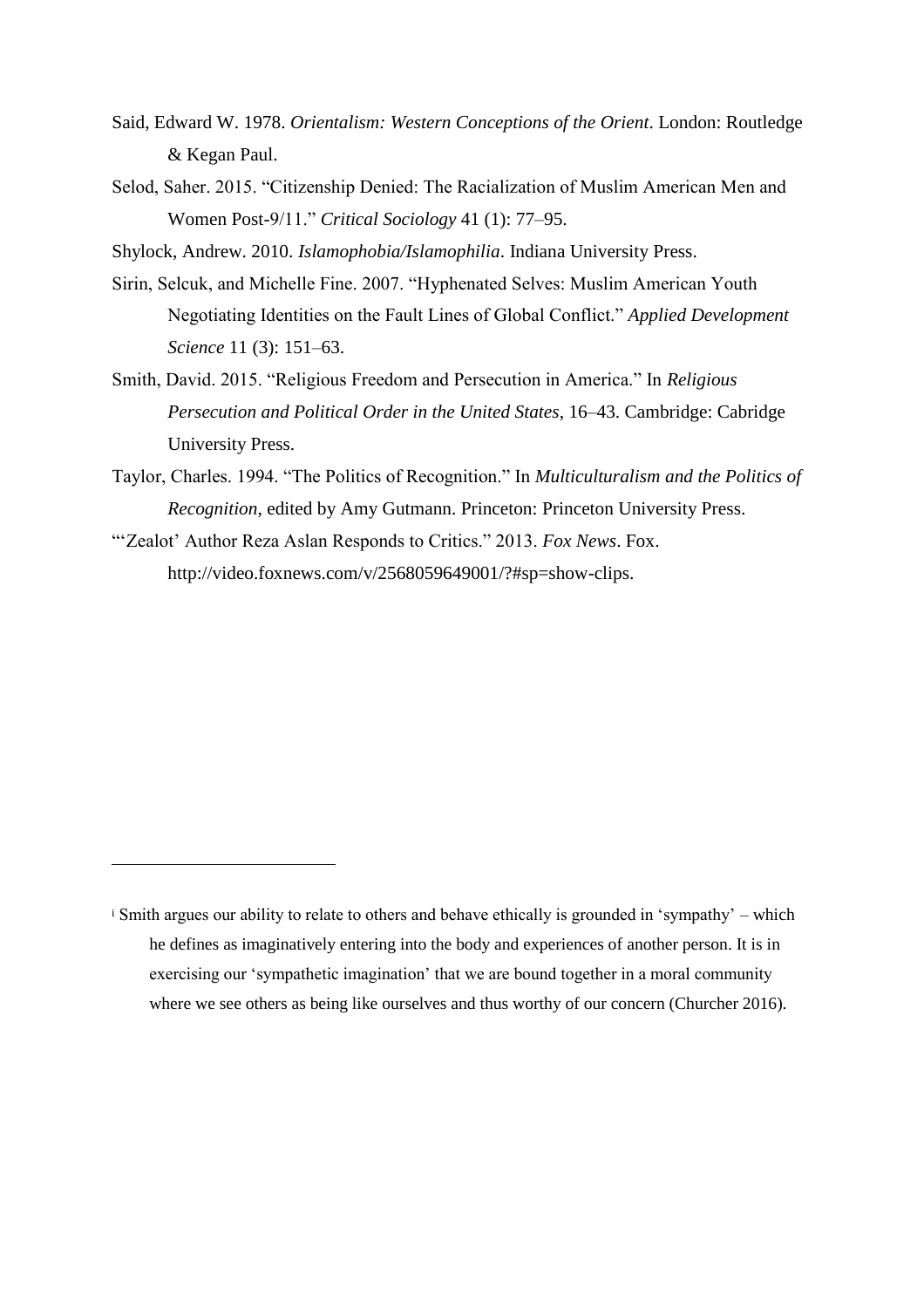Said, Edward W. 1978. *Orientalism: Western Conceptions of the Orient*. London: Routledge & Kegan Paul.

Selod, Saher. 2015. "Citizenship Denied: The Racialization of Muslim American Men and Women Post-9/11." *Critical Sociology* 41 (1): 77–95.

Shylock, Andrew. 2010. *Islamophobia/Islamophilia*. Indiana University Press.

Sirin, Selcuk, and Michelle Fine. 2007. "Hyphenated Selves: Muslim American Youth Negotiating Identities on the Fault Lines of Global Conflict." *Applied Development Science* 11 (3): 151–63.

Smith, David. 2015. "Religious Freedom and Persecution in America." In *Religious Persecution and Political Order in the United States*, 16–43. Cambridge: Cabridge University Press.

Taylor, Charles. 1994. "The Politics of Recognition." In *Multiculturalism and the Politics of Recognition*, edited by Amy Gutmann. Princeton: Princeton University Press.

"'Zealot' Author Reza Aslan Responds to Critics." 2013. *Fox News*. Fox. http://video.foxnews.com/v/2568059649001/?#sp=show-clips.

---

[i] Smith argues our ability to relate to others and behave ethically is grounded in 'sympathy' – which he defines as imaginatively entering into the body and experiences of another person. It is in exercising our 'sympathetic imagination' that we are bound together in a moral community where we see others as being like ourselves and thus worthy of our concern (Churcher 2016).